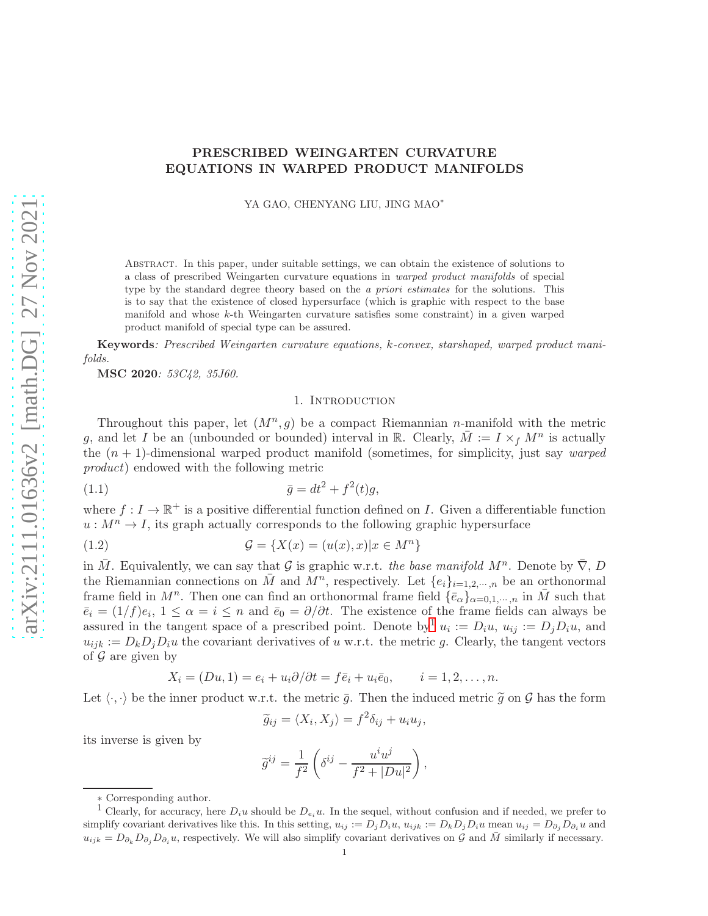# PRESCRIBED WEINGARTEN CURVATURE EQUATIONS IN WARPED PRODUCT MANIFOLDS

YA GAO, CHENYANG LIU, JING MAO*

ABSTRACT. In this paper, under suitable settings, we can obtain the existence of solutions to a class of prescribed Weingarten curvature equations in *warped product manifolds* of special type by the standard degree theory based on the *a priori estimates* for the solutions. This is to say that the existence of closed hypersurface (which is graphic with respect to the base manifold and whose $k$-th Weingarten curvature satisfies some constraint) in a given warped product manifold of special type can be assured.

**Keywords**: *Prescribed Weingarten curvature equations, k-convex, starshaped, warped product manifolds.*

**MSC 2020**: *53C42, 35J60.*

## 1. Introduction

Throughout this paper, let $(M^n, g)$ be a compact Riemannian $n$-manifold with the metric $g$, and let $I$ be an (unbounded or bounded) interval in $\mathbb{R}$. Clearly, $\bar{M} := I \times_f M^n$ is actually the $(n+1)$-dimensional warped product manifold (sometimes, for simplicity, just say *warped product*) endowed with the following metric

$$\bar{g} = dt^2 + f^2(t)g, \tag{1.1}$$

where $f : I \to \mathbb{R}^+$ is a positive differential function defined on $I$. Given a differentiable function $u : M^n \to I$, its graph actually corresponds to the following graphic hypersurface

$$\mathcal{G} = \{X(x) = (u(x), x) | x \in M^n\} \tag{1.2}$$

in $\bar{M}$. Equivalently, we can say that $\mathcal{G}$ is graphic w.r.t. *the base manifold* $M^n$. Denote by $\bar{\nabla}$, $D$ the Riemannian connections on $\bar{M}$ and $M^n$, respectively. Let $\{e_i\}_{i=1,2,\cdots,n}$ be an orthonormal frame field in $M^n$. Then one can find an orthonormal frame field $\{\bar{e}_\alpha\}_{\alpha=0,1,\cdots,n}$ in $\bar{M}$ such that $\bar{e}_i = (1/f)e_i$, $1 \le \alpha = i \le n$ and $\bar{e}_0 = \partial/\partial t$. The existence of the frame fields can always be assured in the tangent space of a prescribed point. Denote by[1] $u_i := D_i u$, $u_{ij} := D_j D_i u$, and $u_{ijk} := D_k D_j D_i u$ the covariant derivatives of $u$ w.r.t. the metric $g$. Clearly, the tangent vectors of $\mathcal{G}$ are given by

$$X_i = (Du, 1) = e_i + u_i \partial/\partial t = f\bar{e}_i + u_i \bar{e}_0, \qquad i = 1, 2, \ldots, n.$$

Let $\langle \cdot, \cdot \rangle$ be the inner product w.r.t. the metric $\bar{g}$. Then the induced metric $\widetilde{g}$ on $\mathcal{G}$ has the form

$$\widetilde{g}_{ij} = \langle X_i, X_j \rangle = f^2 \delta_{ij} + u_i u_j,$$

its inverse is given by

$$\widetilde{g}^{ij} = \frac{1}{f^2}\left(\delta^{ij} - \frac{u^i u^j}{f^2 + |Du|^2}\right),$$

---

$*$ Corresponding author.

[1] Clearly, for accuracy, here $D_i u$ should be $D_{e_i} u$. In the sequel, without confusion and if needed, we prefer to simplify covariant derivatives like this. In this setting, $u_{ij} := D_j D_i u$, $u_{ijk} := D_k D_j D_i u$ mean $u_{ij} = D_{\partial_j} D_{\partial_i} u$ and $u_{ijk} = D_{\partial_k} D_{\partial_j} D_{\partial_i} u$, respectively. We will also simplify covariant derivatives on $\mathcal{G}$ and $\bar{M}$ similarly if necessary.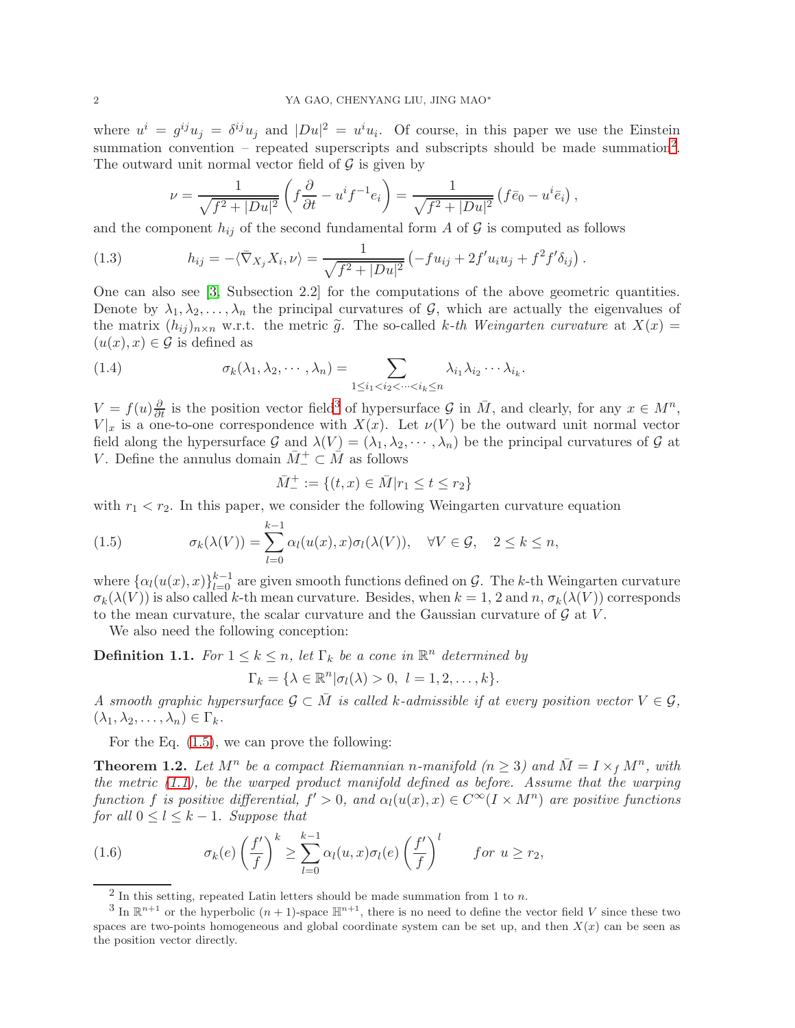where $u^i = g^{ij}u_j = \delta^{ij}u_j$ and $|Du|^2 = u^i u_i$. Of course, in this paper we use the Einstein summation convention – repeated superscripts and subscripts should be made summation[2]. The outward unit normal vector field of $\mathcal{G}$ is given by

$$\nu = \frac{1}{\sqrt{f^2 + |Du|^2}}\left(f\frac{\partial}{\partial t} - u^i f^{-1} e_i\right) = \frac{1}{\sqrt{f^2 + |Du|^2}}\left(f\bar{e}_0 - u^i \bar{e}_i\right),$$

and the component $h_{ij}$ of the second fundamental form $A$ of $\mathcal{G}$ is computed as follows

$$h_{ij} = -\langle \bar{\nabla}_{X_j} X_i, \nu\rangle = \frac{1}{\sqrt{f^2 + |Du|^2}}\left(-fu_{ij} + 2f' u_i u_j + f^2 f' \delta_{ij}\right). \tag{1.3}$$

One can also see [3, Subsection 2.2] for the computations of the above geometric quantities. Denote by $\lambda_1, \lambda_2, \ldots, \lambda_n$ the principal curvatures of $\mathcal{G}$, which are actually the eigenvalues of the matrix $(h_{ij})_{n\times n}$ w.r.t. the metric $\widetilde{g}$. The so-called *$k$-th Weingarten curvature* at $X(x) = (u(x), x) \in \mathcal{G}$ is defined as

$$\sigma_k(\lambda_1, \lambda_2, \cdots, \lambda_n) = \sum_{1\leq i_1 < i_2 < \cdots < i_k \leq n} \lambda_{i_1}\lambda_{i_2}\cdots\lambda_{i_k}. \tag{1.4}$$

$V = f(u)\frac{\partial}{\partial t}$ is the position vector field[3] of hypersurface $\mathcal{G}$ in $\bar{M}$, and clearly, for any $x \in M^n$, $V|_x$ is a one-to-one correspondence with $X(x)$. Let $\nu(V)$ be the outward unit normal vector field along the hypersurface $\mathcal{G}$ and $\lambda(V) = (\lambda_1, \lambda_2, \cdots, \lambda_n)$ be the principal curvatures of $\mathcal{G}$ at $V$. Define the annulus domain $\bar{M}^+_- \subset \bar{M}$ as follows

$$\bar{M}^+_- := \{(t, x) \in \bar{M} | r_1 \leq t \leq r_2\}$$

with $r_1 < r_2$. In this paper, we consider the following Weingarten curvature equation

$$\sigma_k(\lambda(V)) = \sum_{l=0}^{k-1} \alpha_l(u(x), x)\sigma_l(\lambda(V)), \quad \forall V \in \mathcal{G}, \quad 2 \leq k \leq n, \tag{1.5}$$

where $\{\alpha_l(u(x), x)\}_{l=0}^{k-1}$ are given smooth functions defined on $\mathcal{G}$. The $k$-th Weingarten curvature $\sigma_k(\lambda(V))$ is also called $k$-th mean curvature. Besides, when $k = 1, 2$ and $n$, $\sigma_k(\lambda(V))$ corresponds to the mean curvature, the scalar curvature and the Gaussian curvature of $\mathcal{G}$ at $V$.

We also need the following conception:

**Definition 1.1.** *For $1 \leq k \leq n$, let $\Gamma_k$ be a cone in $\mathbb{R}^n$ determined by*

$$\Gamma_k = \{\lambda \in \mathbb{R}^n | \sigma_l(\lambda) > 0, \ l = 1, 2, \ldots, k\}.$$

*A smooth graphic hypersurface $\mathcal{G} \subset \bar{M}$ is called $k$-admissible if at every position vector $V \in \mathcal{G}$, $(\lambda_1, \lambda_2, \ldots, \lambda_n) \in \Gamma_k$.*

For the Eq. (1.5), we can prove the following:

**Theorem 1.2.** *Let $M^n$ be a compact Riemannian $n$-manifold ($n \geq 3$) and $\bar{M} = I \times_f M^n$, with the metric (1.1), be the warped product manifold defined as before. Assume that the warping function $f$ is positive differential, $f' > 0$, and $\alpha_l(u(x), x) \in C^\infty(I \times M^n)$ are positive functions for all $0 \leq l \leq k-1$. Suppose that*

$$\sigma_k(e)\left(\frac{f'}{f}\right)^k \geq \sum_{l=0}^{k-1} \alpha_l(u, x)\sigma_l(e)\left(\frac{f'}{f}\right)^l \qquad \textit{for } u \geq r_2, \tag{1.6}$$

---

[2] In this setting, repeated Latin letters should be made summation from 1 to $n$.

[3] In $\mathbb{R}^{n+1}$ or the hyperbolic $(n+1)$-space $\mathbb{H}^{n+1}$, there is no need to define the vector field $V$ since these two spaces are two-points homogeneous and global coordinate system can be set up, and then $X(x)$ can be seen as the position vector directly.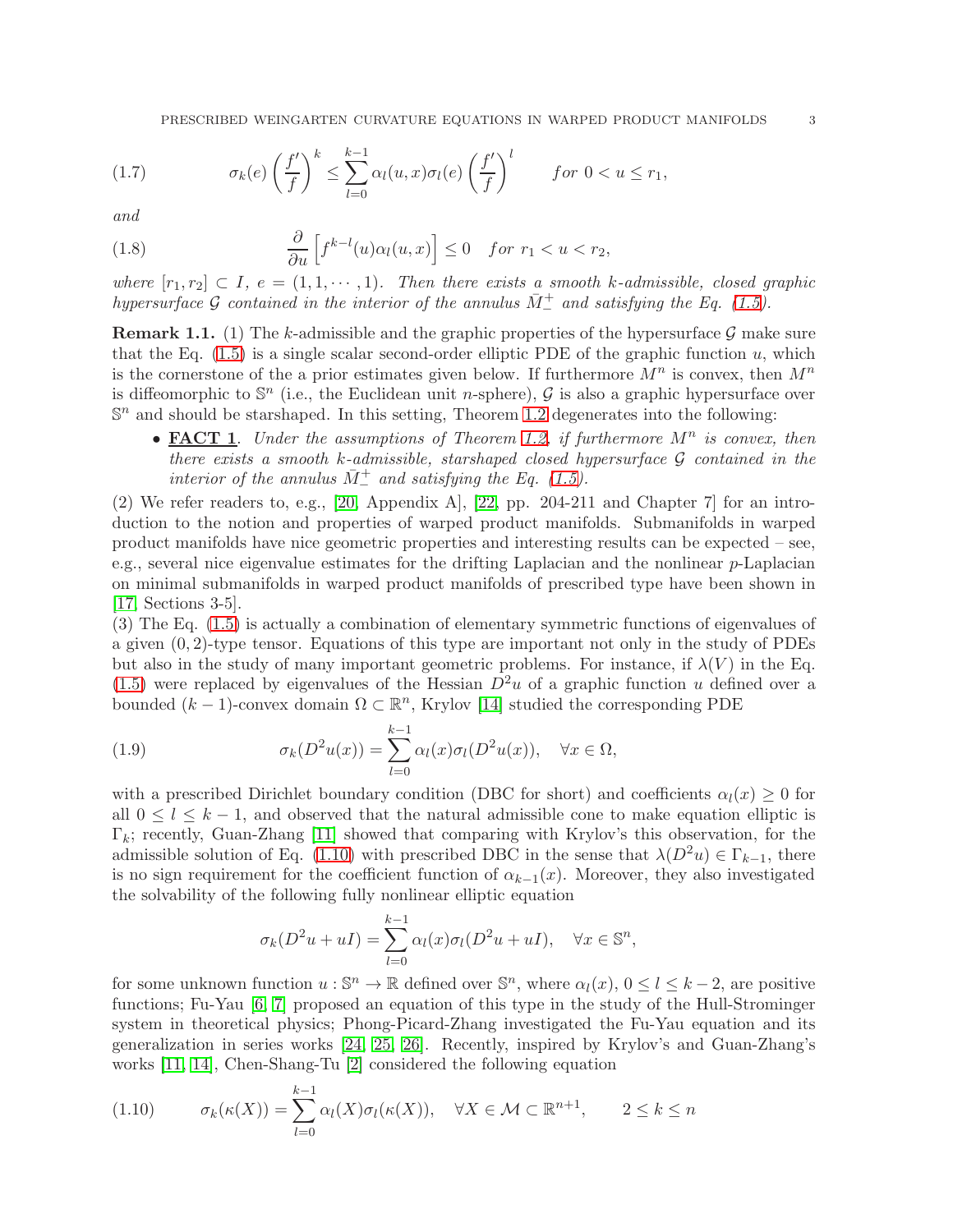$$\sigma_k(e)\left(\frac{f'}{f}\right)^k \leq \sum_{l=0}^{k-1}\alpha_l(u,x)\sigma_l(e)\left(\frac{f'}{f}\right)^l \qquad \textit{for } 0<u\leq r_1, \tag{1.7}$$

*and*

$$\frac{\partial}{\partial u}\left[f^{k-l}(u)\alpha_l(u,x)\right]\leq 0 \quad \textit{for } r_1<u<r_2, \tag{1.8}$$

*where* $[r_1, r_2]\subset I$*,* $e=(1,1,\cdots,1)$*. Then there exists a smooth* $k$*-admissible, closed graphic hypersurface* $\mathcal{G}$ *contained in the interior of the annulus* $\bar{M}_{-}^{+}$ *and satisfying the Eq. (1.5).*

**Remark 1.1.** (1) The $k$-admissible and the graphic properties of the hypersurface $\mathcal{G}$ make sure that the Eq. (1.5) is a single scalar second-order elliptic PDE of the graphic function $u$, which is the cornerstone of the a prior estimates given below. If furthermore $M^n$ is convex, then $M^n$ is diffeomorphic to $\mathbb{S}^n$ (i.e., the Euclidean unit $n$-sphere), $\mathcal{G}$ is also a graphic hypersurface over $\mathbb{S}^n$ and should be starshaped. In this setting, Theorem 1.2 degenerates into the following:

- **FACT 1**. *Under the assumptions of Theorem 1.2, if furthermore* $M^n$ *is convex, then there exists a smooth* $k$*-admissible, starshaped closed hypersurface* $\mathcal{G}$ *contained in the interior of the annulus* $\bar{M}_{-}^{+}$ *and satisfying the Eq. (1.5).*

(2) We refer readers to, e.g., [20, Appendix A], [22, pp. 204-211 and Chapter 7] for an introduction to the notion and properties of warped product manifolds. Submanifolds in warped product manifolds have nice geometric properties and interesting results can be expected – see, e.g., several nice eigenvalue estimates for the drifting Laplacian and the nonlinear $p$-Laplacian on minimal submanifolds in warped product manifolds of prescribed type have been shown in [17, Sections 3-5].

(3) The Eq. (1.5) is actually a combination of elementary symmetric functions of eigenvalues of a given $(0,2)$-type tensor. Equations of this type are important not only in the study of PDEs but also in the study of many important geometric problems. For instance, if $\lambda(V)$ in the Eq. (1.5) were replaced by eigenvalues of the Hessian $D^2u$ of a graphic function $u$ defined over a bounded $(k-1)$-convex domain $\Omega\subset\mathbb{R}^n$, Krylov [14] studied the corresponding PDE

$$\sigma_k(D^2u(x))=\sum_{l=0}^{k-1}\alpha_l(x)\sigma_l(D^2u(x)), \quad \forall x\in\Omega, \tag{1.9}$$

with a prescribed Dirichlet boundary condition (DBC for short) and coefficients $\alpha_l(x)\geq 0$ for all $0\leq l\leq k-1$, and observed that the natural admissible cone to make equation elliptic is $\Gamma_k$; recently, Guan-Zhang [11] showed that comparing with Krylov's this observation, for the admissible solution of Eq. (1.10) with prescribed DBC in the sense that $\lambda(D^2u)\in\Gamma_{k-1}$, there is no sign requirement for the coefficient function of $\alpha_{k-1}(x)$. Moreover, they also investigated the solvability of the following fully nonlinear elliptic equation

$$\sigma_k(D^2u+uI)=\sum_{l=0}^{k-1}\alpha_l(x)\sigma_l(D^2u+uI), \quad \forall x\in\mathbb{S}^n,$$

for some unknown function $u:\mathbb{S}^n\to\mathbb{R}$ defined over $\mathbb{S}^n$, where $\alpha_l(x)$, $0\leq l\leq k-2$, are positive functions; Fu-Yau [6, 7] proposed an equation of this type in the study of the Hull-Strominger system in theoretical physics; Phong-Picard-Zhang investigated the Fu-Yau equation and its generalization in series works [24, 25, 26]. Recently, inspired by Krylov's and Guan-Zhang's works [11, 14], Chen-Shang-Tu [2] considered the following equation

$$\sigma_k(\kappa(X))=\sum_{l=0}^{k-1}\alpha_l(X)\sigma_l(\kappa(X)), \quad \forall X\in\mathcal{M}\subset\mathbb{R}^{n+1}, \qquad 2\leq k\leq n \tag{1.10}$$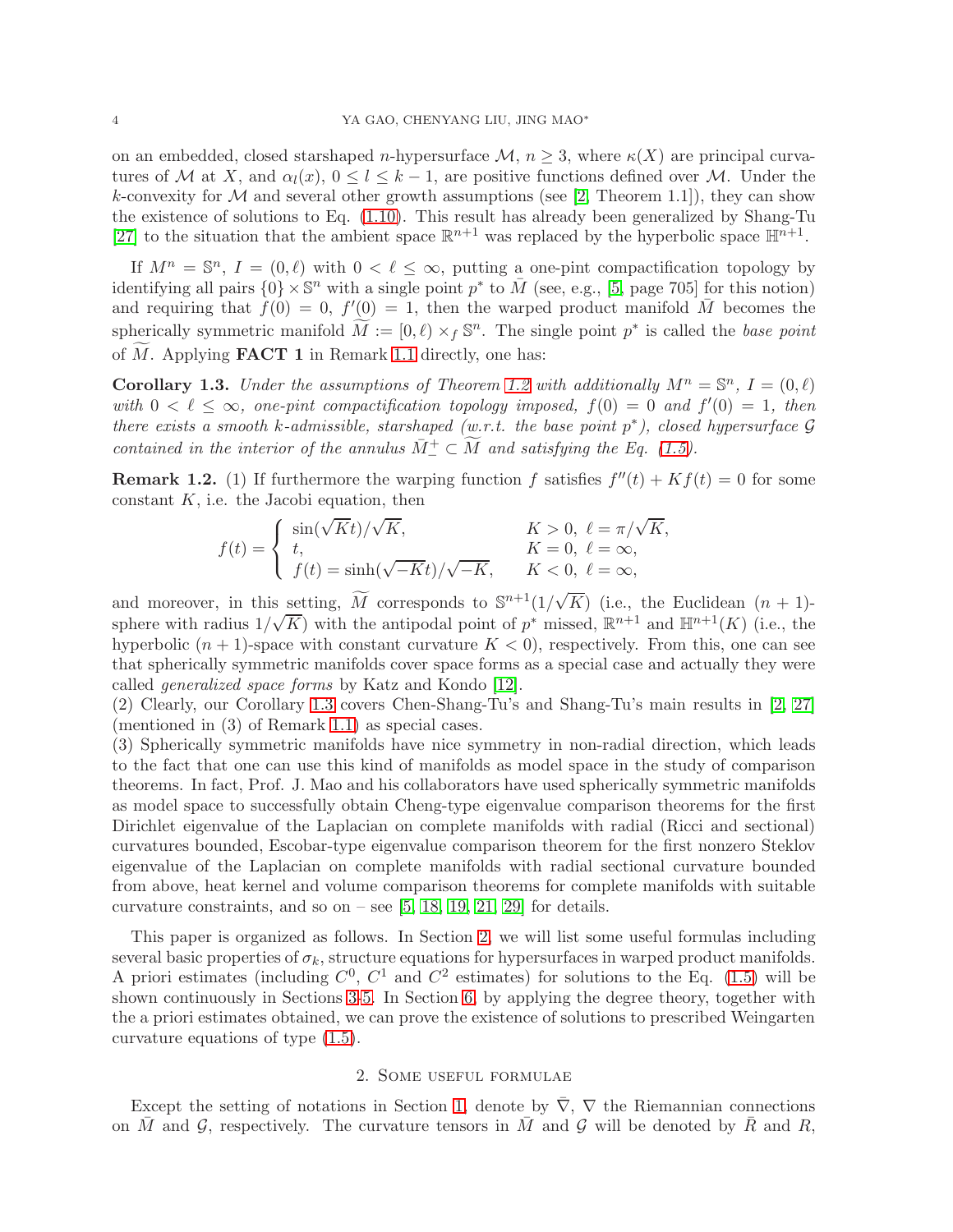on an embedded, closed starshaped $n$-hypersurface $\mathcal{M}$, $n \geq 3$, where $\kappa(X)$ are principal curvatures of $\mathcal{M}$ at $X$, and $\alpha_l(x)$, $0 \leq l \leq k-1$, are positive functions defined over $\mathcal{M}$. Under the $k$-convexity for $\mathcal{M}$ and several other growth assumptions (see [2, Theorem 1.1]), they can show the existence of solutions to Eq. (1.10). This result has already been generalized by Shang-Tu [27] to the situation that the ambient space $\mathbb{R}^{n+1}$ was replaced by the hyperbolic space $\mathbb{H}^{n+1}$.

If $M^n = \mathbb{S}^n$, $I = (0, \ell)$ with $0 < \ell \leq \infty$, putting a one-pint compactification topology by identifying all pairs $\{0\} \times \mathbb{S}^n$ with a single point $p^*$ to $\bar{M}$ (see, e.g., [5, page 705] for this notion) and requiring that $f(0) = 0$, $f'(0) = 1$, then the warped product manifold $\bar{M}$ becomes the spherically symmetric manifold $\widetilde{M} := [0, \ell) \times_f \mathbb{S}^n$. The single point $p^*$ is called the *base point* of $\widetilde{M}$. Applying **FACT 1** in Remark 1.1 directly, one has:

**Corollary 1.3.** *Under the assumptions of Theorem 1.2 with additionally $M^n = \mathbb{S}^n$, $I = (0, \ell)$ with $0 < \ell \leq \infty$, one-pint compactification topology imposed, $f(0) = 0$ and $f'(0) = 1$, then there exists a smooth $k$-admissible, starshaped (w.r.t. the base point $p^*$), closed hypersurface $\mathcal{G}$ contained in the interior of the annulus $\bar{M}^+_- \subset \widetilde{M}$ and satisfying the Eq. (1.5).*

**Remark 1.2.** (1) If furthermore the warping function $f$ satisfies $f''(t) + Kf(t) = 0$ for some constant $K$, i.e. the Jacobi equation, then

$$
f(t) = \begin{cases} \sin(\sqrt{K}t)/\sqrt{K}, & K > 0,\ \ell = \pi/\sqrt{K}, \\ t, & K = 0,\ \ell = \infty, \\ f(t) = \sinh(\sqrt{-K}t)/\sqrt{-K}, & K < 0,\ \ell = \infty, \end{cases}
$$

and moreover, in this setting, $\widetilde{M}$ corresponds to $\mathbb{S}^{n+1}(1/\sqrt{K})$ (i.e., the Euclidean $(n+1)$-sphere with radius $1/\sqrt{K}$) with the antipodal point of $p^*$ missed, $\mathbb{R}^{n+1}$ and $\mathbb{H}^{n+1}(K)$ (i.e., the hyperbolic $(n+1)$-space with constant curvature $K < 0$), respectively. From this, one can see that spherically symmetric manifolds cover space forms as a special case and actually they were called *generalized space forms* by Katz and Kondo [12].
(2) Clearly, our Corollary 1.3 covers Chen-Shang-Tu's and Shang-Tu's main results in [2, 27] (mentioned in (3) of Remark 1.1) as special cases.
(3) Spherically symmetric manifolds have nice symmetry in non-radial direction, which leads to the fact that one can use this kind of manifolds as model space in the study of comparison theorems. In fact, Prof. J. Mao and his collaborators have used spherically symmetric manifolds as model space to successfully obtain Cheng-type eigenvalue comparison theorems for the first Dirichlet eigenvalue of the Laplacian on complete manifolds with radial (Ricci and sectional) curvatures bounded, Escobar-type eigenvalue comparison theorem for the first nonzero Steklov eigenvalue of the Laplacian on complete manifolds with radial sectional curvature bounded from above, heat kernel and volume comparison theorems for complete manifolds with suitable curvature constraints, and so on – see [5, 18, 19, 21, 29] for details.

This paper is organized as follows. In Section 2, we will list some useful formulas including several basic properties of $\sigma_k$, structure equations for hypersurfaces in warped product manifolds. A priori estimates (including $C^0$, $C^1$ and $C^2$ estimates) for solutions to the Eq. (1.5) will be shown continuously in Sections 3-5. In Section 6, by applying the degree theory, together with the a priori estimates obtained, we can prove the existence of solutions to prescribed Weingarten curvature equations of type (1.5).

## 2. Some useful formulae

Except the setting of notations in Section 1, denote by $\bar{\nabla}$, $\nabla$ the Riemannian connections on $\bar{M}$ and $\mathcal{G}$, respectively. The curvature tensors in $\bar{M}$ and $\mathcal{G}$ will be denoted by $\bar{R}$ and $R$,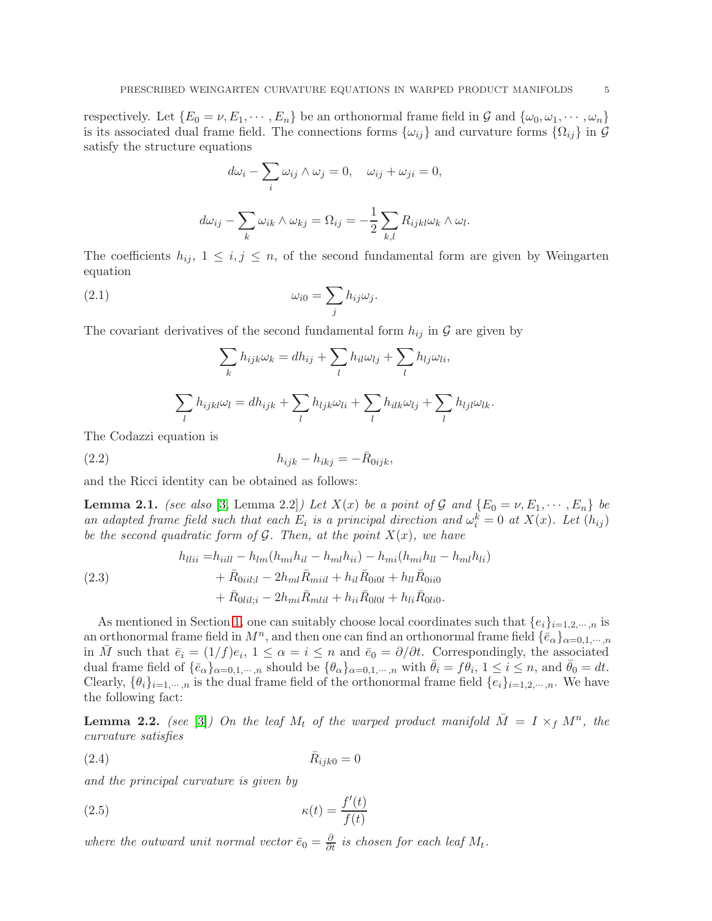respectively. Let $\{E_0 = \nu, E_1, \cdots, E_n\}$ be an orthonormal frame field in $\mathcal{G}$ and $\{\omega_0, \omega_1, \cdots, \omega_n\}$ is its associated dual frame field. The connections forms $\{\omega_{ij}\}$ and curvature forms $\{\Omega_{ij}\}$ in $\mathcal{G}$ satisfy the structure equations

$$d\omega_i - \sum_i \omega_{ij} \wedge \omega_j = 0, \quad \omega_{ij} + \omega_{ji} = 0,$$

$$d\omega_{ij} - \sum_k \omega_{ik} \wedge \omega_{kj} = \Omega_{ij} = -\frac{1}{2} \sum_{k,l} R_{ijkl} \omega_k \wedge \omega_l.$$

The coefficients $h_{ij}$, $1 \leq i, j \leq n$, of the second fundamental form are given by Weingarten equation

$$\omega_{i0} = \sum_j h_{ij} \omega_j. \tag{2.1}$$

The covariant derivatives of the second fundamental form $h_{ij}$ in $\mathcal{G}$ are given by

$$\sum_k h_{ijk} \omega_k = dh_{ij} + \sum_l h_{il} \omega_{lj} + \sum_l h_{lj} \omega_{li},$$

$$\sum_l h_{ijkl} \omega_l = dh_{ijk} + \sum_l h_{ljk} \omega_{li} + \sum_l h_{ilk} \omega_{lj} + \sum_l h_{ljl} \omega_{lk}.$$

The Codazzi equation is

$$h_{ijk} - h_{ikj} = -\bar{R}_{0ijk}, \tag{2.2}$$

and the Ricci identity can be obtained as follows:

**Lemma 2.1.** *(see also [3, Lemma 2.2]) Let $X(x)$ be a point of $\mathcal{G}$ and $\{E_0 = \nu, E_1, \cdots, E_n\}$ be an adapted frame field such that each $E_i$ is a principal direction and $\omega_i^k = 0$ at $X(x)$. Let $(h_{ij})$ be the second quadratic form of $\mathcal{G}$. Then, at the point $X(x)$, we have*

$$\begin{aligned} h_{llii} = & h_{iill} - h_{lm}(h_{mi}h_{il} - h_{ml}h_{ii}) - h_{mi}(h_{mi}h_{ll} - h_{ml}h_{li}) \\ & + \bar{R}_{0iil;l} - 2h_{ml}\bar{R}_{miil} + h_{il}\bar{R}_{0i0l} + h_{ll}\bar{R}_{0ii0} \\ & + \bar{R}_{0lil;i} - 2h_{mi}\bar{R}_{mlil} + h_{ii}\bar{R}_{0l0l} + h_{li}\bar{R}_{0li0}. \end{aligned} \tag{2.3}$$

As mentioned in Section 1, one can suitably choose local coordinates such that $\{e_i\}_{i=1,2,\cdots,n}$ is an orthonormal frame field in $M^n$, and then one can find an orthonormal frame field $\{\bar{e}_\alpha\}_{\alpha=0,1,\cdots,n}$ in $\bar{M}$ such that $\bar{e}_i = (1/f)e_i$, $1 \leq \alpha = i \leq n$ and $\bar{e}_0 = \partial/\partial t$. Correspondingly, the associated dual frame field of $\{\bar{e}_\alpha\}_{\alpha=0,1,\cdots,n}$ should be $\{\theta_\alpha\}_{\alpha=0,1,\cdots,n}$ with $\bar{\theta}_i = f\theta_i$, $1 \leq i \leq n$, and $\bar{\theta}_0 = dt$. Clearly, $\{\theta_i\}_{i=1,\cdots,n}$ is the dual frame field of the orthonormal frame field $\{e_i\}_{i=1,2,\cdots,n}$. We have the following fact:

**Lemma 2.2.** *(see [3]) On the leaf $M_t$ of the warped product manifold $\bar{M} = I \times_f M^n$, the curvature satisfies*

$$\bar{R}_{ijk0} = 0 \tag{2.4}$$

*and the principal curvature is given by*

$$\kappa(t) = \frac{f'(t)}{f(t)} \tag{2.5}$$

*where the outward unit normal vector $\bar{e}_0 = \frac{\partial}{\partial t}$ is chosen for each leaf $M_t$.*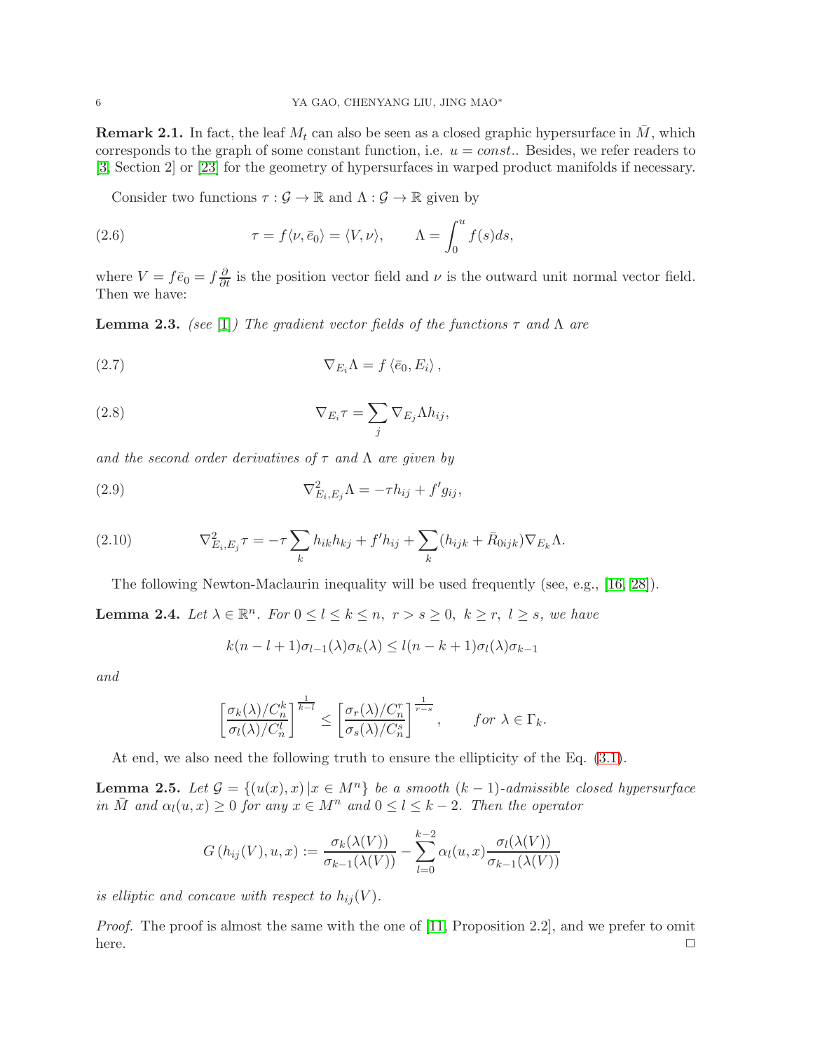**Remark 2.1.** In fact, the leaf $M_t$ can also be seen as a closed graphic hypersurface in $\bar{M}$, which corresponds to the graph of some constant function, i.e. $u = const.$. Besides, we refer readers to [3, Section 2] or [23] for the geometry of hypersurfaces in warped product manifolds if necessary.

Consider two functions $\tau : \mathcal{G} \to \mathbb{R}$ and $\Lambda : \mathcal{G} \to \mathbb{R}$ given by

$$\tau = f\langle \nu, \bar{e}_0 \rangle = \langle V, \nu \rangle, \qquad \Lambda = \int_0^u f(s)ds, \tag{2.6}$$

where $V = f\bar{e}_0 = f\frac{\partial}{\partial t}$ is the position vector field and $\nu$ is the outward unit normal vector field. Then we have:

**Lemma 2.3.** *(see [1]) The gradient vector fields of the functions $\tau$ and $\Lambda$ are*

$$\nabla_{E_i}\Lambda = f\left\langle \bar{e}_0, E_i \right\rangle, \tag{2.7}$$

$$\nabla_{E_i}\tau = \sum_j \nabla_{E_j}\Lambda h_{ij}, \tag{2.8}$$

*and the second order derivatives of $\tau$ and $\Lambda$ are given by*

$$\nabla^2_{E_i,E_j}\Lambda = -\tau h_{ij} + f' g_{ij}, \tag{2.9}$$

$$\nabla^2_{E_i,E_j}\tau = -\tau \sum_k h_{ik}h_{kj} + f' h_{ij} + \sum_k (h_{ijk} + \bar{R}_{0ijk})\nabla_{E_k}\Lambda. \tag{2.10}$$

The following Newton-Maclaurin inequality will be used frequently (see, e.g., [16, 28]).

**Lemma 2.4.** *Let $\lambda \in \mathbb{R}^n$. For $0 \le l \le k \le n$, $r > s \ge 0$, $k \ge r$, $l \ge s$, we have*

$$k(n-l+1)\sigma_{l-1}(\lambda)\sigma_k(\lambda) \le l(n-k+1)\sigma_l(\lambda)\sigma_{k-1}$$

*and*

$$\left[\frac{\sigma_k(\lambda)/C_n^k}{\sigma_l(\lambda)/C_n^l}\right]^{\frac{1}{k-l}} \le \left[\frac{\sigma_r(\lambda)/C_n^r}{\sigma_s(\lambda)/C_n^s}\right]^{\frac{1}{r-s}}, \qquad \textit{for } \lambda \in \Gamma_k.$$

At end, we also need the following truth to ensure the ellipticity of the Eq. (3.1).

**Lemma 2.5.** *Let $\mathcal{G} = \{(u(x), x) \,|\, x \in M^n\}$ be a smooth $(k-1)$-admissible closed hypersurface in $\bar{M}$ and $\alpha_l(u, x) \ge 0$ for any $x \in M^n$ and $0 \le l \le k-2$. Then the operator*

$$G\left(h_{ij}(V), u, x\right) := \frac{\sigma_k(\lambda(V))}{\sigma_{k-1}(\lambda(V))} - \sum_{l=0}^{k-2} \alpha_l(u, x) \frac{\sigma_l(\lambda(V))}{\sigma_{k-1}(\lambda(V))}$$

*is elliptic and concave with respect to $h_{ij}(V)$.*

*Proof.* The proof is almost the same with the one of [11, Proposition 2.2], and we prefer to omit here. □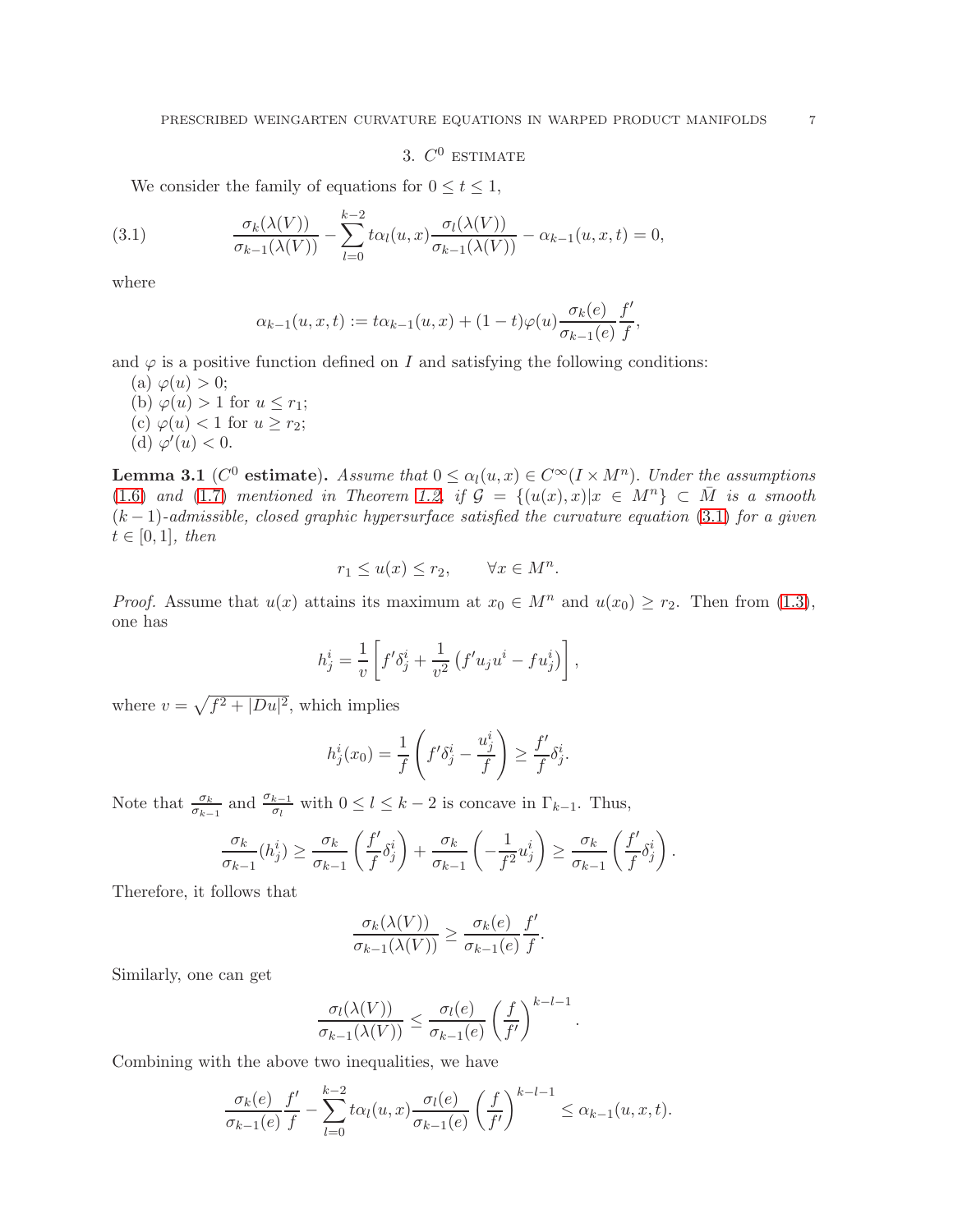## 3. $C^0$ estimate

We consider the family of equations for $0 \leq t \leq 1$,

$$\frac{\sigma_k(\lambda(V))}{\sigma_{k-1}(\lambda(V))} - \sum_{l=0}^{k-2} t\alpha_l(u,x)\frac{\sigma_l(\lambda(V))}{\sigma_{k-1}(\lambda(V))} - \alpha_{k-1}(u,x,t) = 0, \tag{3.1}$$

where

$$\alpha_{k-1}(u,x,t) := t\alpha_{k-1}(u,x) + (1-t)\varphi(u)\frac{\sigma_k(e)}{\sigma_{k-1}(e)}\frac{f'}{f},$$

and $\varphi$ is a positive function defined on $I$ and satisfying the following conditions:

(a) $\varphi(u) > 0$;
(b) $\varphi(u) > 1$ for $u \leq r_1$;
(c) $\varphi(u) < 1$ for $u \geq r_2$;
(d) $\varphi'(u) < 0$.

**Lemma 3.1** ($C^0$ **estimate**). *Assume that $0 \leq \alpha_l(u,x) \in C^\infty(I \times M^n)$. Under the assumptions (1.6) and (1.7) mentioned in Theorem 1.2, if $\mathcal{G} = \{(u(x),x) | x \in M^n\} \subset \bar{M}$ is a smooth $(k-1)$-admissible, closed graphic hypersurface satisfied the curvature equation (3.1) for a given $t \in [0,1]$, then*

$$r_1 \leq u(x) \leq r_2, \qquad \forall x \in M^n.$$

*Proof.* Assume that $u(x)$ attains its maximum at $x_0 \in M^n$ and $u(x_0) \geq r_2$. Then from (1.3), one has

$$h^i_j = \frac{1}{v}\left[f'\delta^i_j + \frac{1}{v^2}\left(f'u_j u^i - f u^i_j\right)\right],$$

where $v = \sqrt{f^2 + |Du|^2}$, which implies

$$h^i_j(x_0) = \frac{1}{f}\left(f'\delta^i_j - \frac{u^i_j}{f}\right) \geq \frac{f'}{f}\delta^i_j.$$

Note that $\frac{\sigma_k}{\sigma_{k-1}}$ and $\frac{\sigma_{k-1}}{\sigma_l}$ with $0 \leq l \leq k-2$ is concave in $\Gamma_{k-1}$. Thus,

$$\frac{\sigma_k}{\sigma_{k-1}}(h^i_j) \geq \frac{\sigma_k}{\sigma_{k-1}}\left(\frac{f'}{f}\delta^i_j\right) + \frac{\sigma_k}{\sigma_{k-1}}\left(-\frac{1}{f^2}u^i_j\right) \geq \frac{\sigma_k}{\sigma_{k-1}}\left(\frac{f'}{f}\delta^i_j\right).$$

Therefore, it follows that

$$\frac{\sigma_k(\lambda(V))}{\sigma_{k-1}(\lambda(V))} \geq \frac{\sigma_k(e)}{\sigma_{k-1}(e)}\frac{f'}{f}.$$

Similarly, one can get

$$\frac{\sigma_l(\lambda(V))}{\sigma_{k-1}(\lambda(V))} \leq \frac{\sigma_l(e)}{\sigma_{k-1}(e)}\left(\frac{f}{f'}\right)^{k-l-1}.$$

Combining with the above two inequalities, we have

$$\frac{\sigma_k(e)}{\sigma_{k-1}(e)}\frac{f'}{f} - \sum_{l=0}^{k-2} t\alpha_l(u,x)\frac{\sigma_l(e)}{\sigma_{k-1}(e)}\left(\frac{f}{f'}\right)^{k-l-1} \leq \alpha_{k-1}(u,x,t).$$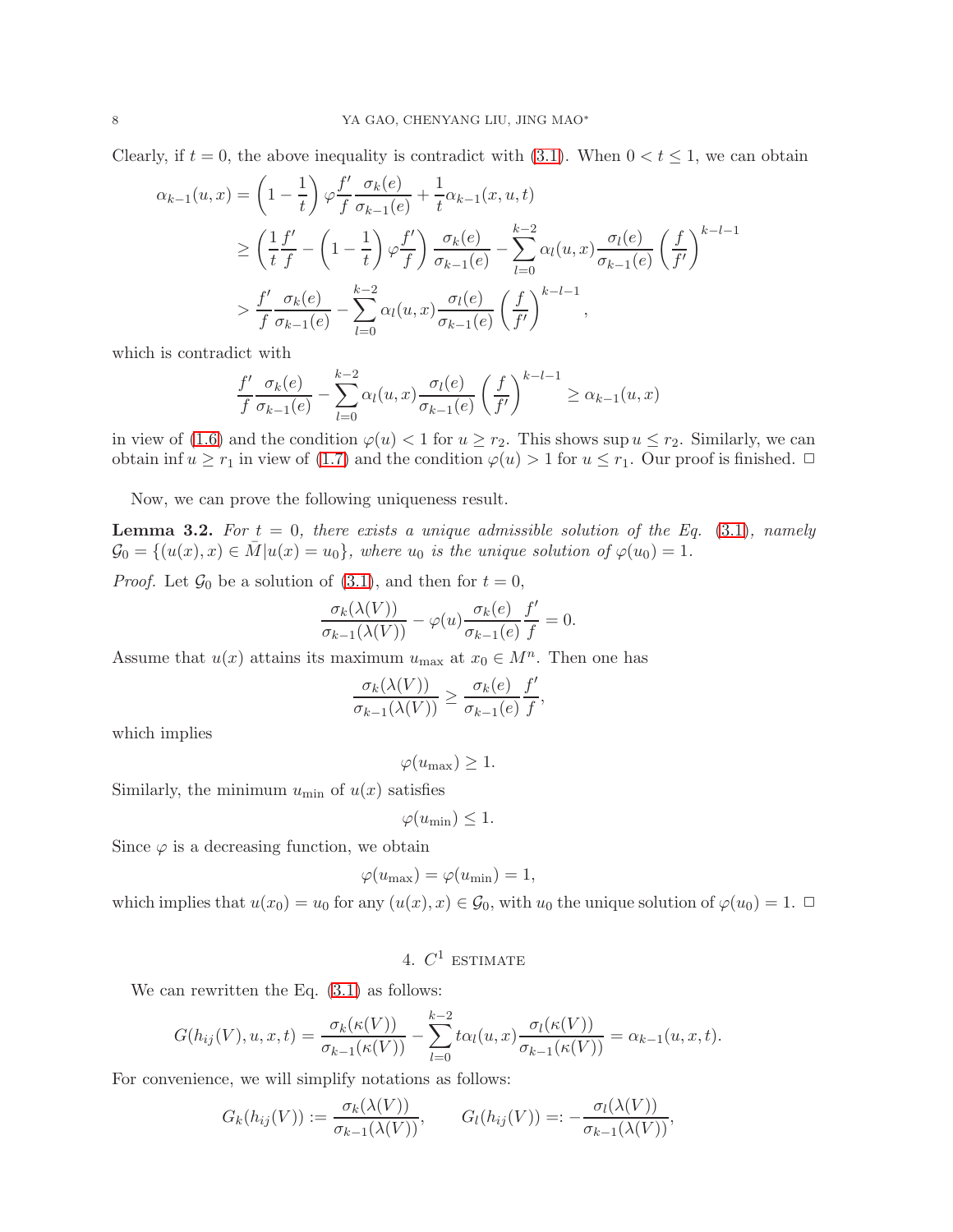Clearly, if $t = 0$, the above inequality is contradict with (3.1). When $0 < t \leq 1$, we can obtain

$$
\begin{aligned}
\alpha_{k-1}(u,x) &= \left(1 - \frac{1}{t}\right)\varphi \frac{f'}{f}\frac{\sigma_k(e)}{\sigma_{k-1}(e)} + \frac{1}{t}\alpha_{k-1}(x,u,t) \\
&\geq \left(\frac{1}{t}\frac{f'}{f} - \left(1 - \frac{1}{t}\right)\varphi\frac{f'}{f}\right)\frac{\sigma_k(e)}{\sigma_{k-1}(e)} - \sum_{l=0}^{k-2}\alpha_l(u,x)\frac{\sigma_l(e)}{\sigma_{k-1}(e)}\left(\frac{f}{f'}\right)^{k-l-1} \\
&> \frac{f'}{f}\frac{\sigma_k(e)}{\sigma_{k-1}(e)} - \sum_{l=0}^{k-2}\alpha_l(u,x)\frac{\sigma_l(e)}{\sigma_{k-1}(e)}\left(\frac{f}{f'}\right)^{k-l-1},
\end{aligned}
$$

which is contradict with

$$
\frac{f'}{f}\frac{\sigma_k(e)}{\sigma_{k-1}(e)} - \sum_{l=0}^{k-2}\alpha_l(u,x)\frac{\sigma_l(e)}{\sigma_{k-1}(e)}\left(\frac{f}{f'}\right)^{k-l-1} \geq \alpha_{k-1}(u,x)
$$

in view of (1.6) and the condition $\varphi(u) < 1$ for $u \geq r_2$. This shows $\sup u \leq r_2$. Similarly, we can obtain $\inf u \geq r_1$ in view of (1.7) and the condition $\varphi(u) > 1$ for $u \leq r_1$. Our proof is finished. □

Now, we can prove the following uniqueness result.

**Lemma 3.2.** *For $t = 0$, there exists a unique admissible solution of the Eq. (3.1), namely $\mathcal{G}_0 = \{(u(x), x) \in \bar{M} | u(x) = u_0\}$, where $u_0$ is the unique solution of $\varphi(u_0) = 1$.*

*Proof.* Let $\mathcal{G}_0$ be a solution of (3.1), and then for $t = 0$,

$$
\frac{\sigma_k(\lambda(V))}{\sigma_{k-1}(\lambda(V))} - \varphi(u)\frac{\sigma_k(e)}{\sigma_{k-1}(e)}\frac{f'}{f} = 0.
$$

Assume that $u(x)$ attains its maximum $u_{\max}$ at $x_0 \in M^n$. Then one has

$$
\frac{\sigma_k(\lambda(V))}{\sigma_{k-1}(\lambda(V))} \geq \frac{\sigma_k(e)}{\sigma_{k-1}(e)}\frac{f'}{f},
$$

which implies

$$
\varphi(u_{\max}) \geq 1.
$$

Similarly, the minimum $u_{\min}$ of $u(x)$ satisfies

$$
\varphi(u_{\min}) \leq 1.
$$

Since $\varphi$ is a decreasing function, we obtain

$$
\varphi(u_{\max}) = \varphi(u_{\min}) = 1,
$$

which implies that $u(x_0) = u_0$ for any $(u(x), x) \in \mathcal{G}_0$, with $u_0$ the unique solution of $\varphi(u_0) = 1$. □

## 4. $C^1$ estimate

We can rewritten the Eq. (3.1) as follows:

$$
G(h_{ij}(V), u, x, t) = \frac{\sigma_k(\kappa(V))}{\sigma_{k-1}(\kappa(V))} - \sum_{l=0}^{k-2} t\alpha_l(u,x)\frac{\sigma_l(\kappa(V))}{\sigma_{k-1}(\kappa(V))} = \alpha_{k-1}(u,x,t).
$$

For convenience, we will simplify notations as follows:

$$
G_k(h_{ij}(V)) := \frac{\sigma_k(\lambda(V))}{\sigma_{k-1}(\lambda(V))}, \qquad G_l(h_{ij}(V)) =: -\frac{\sigma_l(\lambda(V))}{\sigma_{k-1}(\lambda(V))},
$$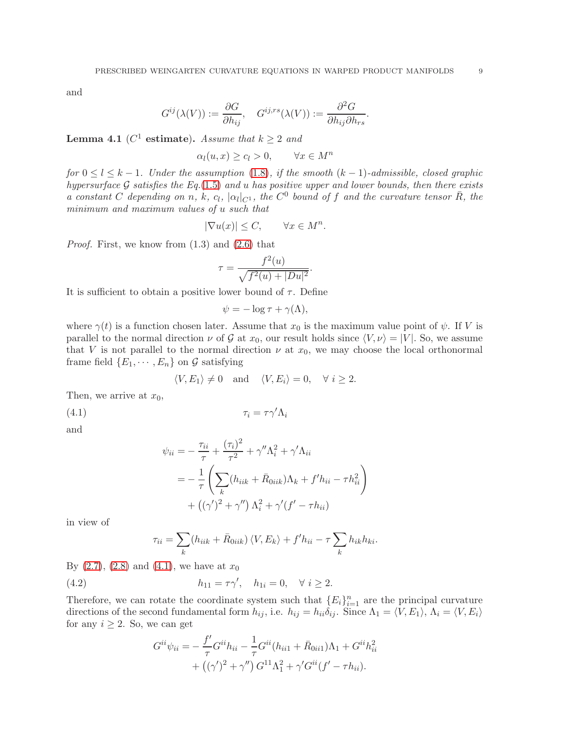and

$$G^{ij}(\lambda(V)) := \frac{\partial G}{\partial h_{ij}}, \quad G^{ij,rs}(\lambda(V)) := \frac{\partial^2 G}{\partial h_{ij}\partial h_{rs}}.$$

**Lemma 4.1** ($C^1$ **estimate**). *Assume that $k \geq 2$ and*

$$\alpha_l(u, x) \geq c_l > 0, \qquad \forall x \in M^n$$

*for $0 \leq l \leq k-1$. Under the assumption (1.8), if the smooth $(k-1)$-admissible, closed graphic hypersurface $\mathcal{G}$ satisfies the Eq.(1.5) and $u$ has positive upper and lower bounds, then there exists a constant $C$ depending on $n$, $k$, $c_l$, $|\alpha_l|_{C^1}$, the $C^0$ bound of $f$ and the curvature tensor $\bar{R}$, the minimum and maximum values of $u$ such that*

$$|\nabla u(x)| \leq C, \qquad \forall x \in M^n.$$

*Proof.* First, we know from (1.3) and (2.6) that

$$\tau = \frac{f^2(u)}{\sqrt{f^2(u) + |Du|^2}}.$$

It is sufficient to obtain a positive lower bound of $\tau$. Define

$$\psi = -\log \tau + \gamma(\Lambda),$$

where $\gamma(t)$ is a function chosen later. Assume that $x_0$ is the maximum value point of $\psi$. If $V$ is parallel to the normal direction $\nu$ of $\mathcal{G}$ at $x_0$, our result holds since $\langle V, \nu\rangle = |V|$. So, we assume that $V$ is not parallel to the normal direction $\nu$ at $x_0$, we may choose the local orthonormal frame field $\{E_1, \cdots, E_n\}$ on $\mathcal{G}$ satisfying

$$\langle V, E_1\rangle \neq 0 \quad \text{and} \quad \langle V, E_i\rangle = 0, \quad \forall\, i \geq 2.$$

Then, we arrive at $x_0$,

$$\tau_i = \tau\gamma'\Lambda_i \tag{4.1}$$

and

$$\begin{aligned}
\psi_{ii} =& -\frac{\tau_{ii}}{\tau} + \frac{(\tau_i)^2}{\tau^2} + \gamma''\Lambda_i^2 + \gamma'\Lambda_{ii} \\
=& -\frac{1}{\tau}\left(\sum_k (h_{iik} + \bar{R}_{0iik})\Lambda_k + f'h_{ii} - \tau h_{ii}^2\right) \\
&+ \left((\gamma')^2 + \gamma''\right)\Lambda_i^2 + \gamma'(f' - \tau h_{ii})
\end{aligned}$$

in view of

$$\tau_{ii} = \sum_k (h_{iik} + \bar{R}_{0iik})\langle V, E_k\rangle + f'h_{ii} - \tau\sum_k h_{ik}h_{ki}.$$

By (2.7), (2.8) and (4.1), we have at $x_0$

$$h_{11} = \tau\gamma', \quad h_{1i} = 0, \quad \forall\, i \geq 2. \tag{4.2}$$

Therefore, we can rotate the coordinate system such that $\{E_i\}_{i=1}^n$ are the principal curvature directions of the second fundamental form $h_{ij}$, i.e. $h_{ij} = h_{ii}\delta_{ij}$. Since $\Lambda_1 = \langle V, E_1\rangle$, $\Lambda_i = \langle V, E_i\rangle$ for any $i \geq 2$. So, we can get

$$\begin{aligned}
G^{ii}\psi_{ii} =& -\frac{f'}{\tau}G^{ii}h_{ii} - \frac{1}{\tau}G^{ii}(h_{ii1} + \bar{R}_{0ii1})\Lambda_1 + G^{ii}h_{ii}^2 \\
&+ \left((\gamma')^2 + \gamma''\right)G^{11}\Lambda_1^2 + \gamma' G^{ii}(f' - \tau h_{ii}).
\end{aligned}$$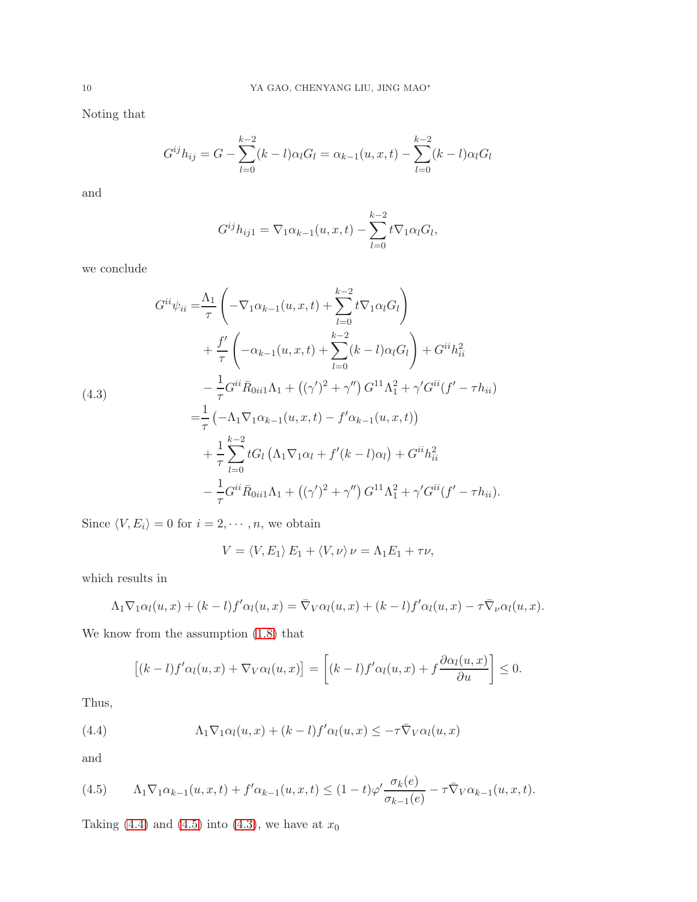Noting that

$$G^{ij}h_{ij} = G - \sum_{l=0}^{k-2}(k-l)\alpha_l G_l = \alpha_{k-1}(u,x,t) - \sum_{l=0}^{k-2}(k-l)\alpha_l G_l$$

and

$$G^{ij}h_{ij1} = \nabla_1 \alpha_{k-1}(u,x,t) - \sum_{l=0}^{k-2} t \nabla_1 \alpha_l G_l,$$

we conclude

$$\begin{aligned}
G^{ii}\psi_{ii} =& \frac{\Lambda_1}{\tau}\left(-\nabla_1\alpha_{k-1}(u,x,t) + \sum_{l=0}^{k-2} t\nabla_1\alpha_l G_l\right) \\
&+ \frac{f'}{\tau}\left(-\alpha_{k-1}(u,x,t) + \sum_{l=0}^{k-2}(k-l)\alpha_l G_l\right) + G^{ii}h_{ii}^2 \\
&- \frac{1}{\tau}G^{ii}\bar{R}_{0ii1}\Lambda_1 + \left((\gamma')^2 + \gamma''\right)G^{11}\Lambda_1^2 + \gamma' G^{ii}(f' - \tau h_{ii}) \\
=& \frac{1}{\tau}\left(-\Lambda_1\nabla_1\alpha_{k-1}(u,x,t) - f'\alpha_{k-1}(u,x,t)\right) \\
&+ \frac{1}{\tau}\sum_{l=0}^{k-2} tG_l\left(\Lambda_1\nabla_1\alpha_l + f'(k-l)\alpha_l\right) + G^{ii}h_{ii}^2 \\
&- \frac{1}{\tau}G^{ii}\bar{R}_{0ii1}\Lambda_1 + \left((\gamma')^2 + \gamma''\right)G^{11}\Lambda_1^2 + \gamma' G^{ii}(f' - \tau h_{ii}).
\end{aligned} \tag{4.3}$$

Since $\langle V, E_i\rangle = 0$ for $i = 2, \cdots, n$, we obtain

$$V = \langle V, E_1\rangle E_1 + \langle V, \nu\rangle \nu = \Lambda_1 E_1 + \tau\nu,$$

which results in

$$\Lambda_1\nabla_1\alpha_l(u,x) + (k-l)f'\alpha_l(u,x) = \bar{\nabla}_V\alpha_l(u,x) + (k-l)f'\alpha_l(u,x) - \tau\bar{\nabla}_\nu\alpha_l(u,x).$$

We know from the assumption (1.8) that

$$\left[(k-l)f'\alpha_l(u,x) + \nabla_V\alpha_l(u,x)\right] = \left[(k-l)f'\alpha_l(u,x) + f\frac{\partial\alpha_l(u,x)}{\partial u}\right] \leq 0.$$

Thus,

$$\Lambda_1\nabla_1\alpha_l(u,x) + (k-l)f'\alpha_l(u,x) \leq -\tau\bar{\nabla}_V\alpha_l(u,x) \tag{4.4}$$

and

$$\Lambda_1\nabla_1\alpha_{k-1}(u,x,t) + f'\alpha_{k-1}(u,x,t) \leq (1-t)\varphi'\frac{\sigma_k(e)}{\sigma_{k-1}(e)} - \tau\bar{\nabla}_V\alpha_{k-1}(u,x,t). \tag{4.5}$$

Taking (4.4) and (4.5) into (4.3), we have at $x_0$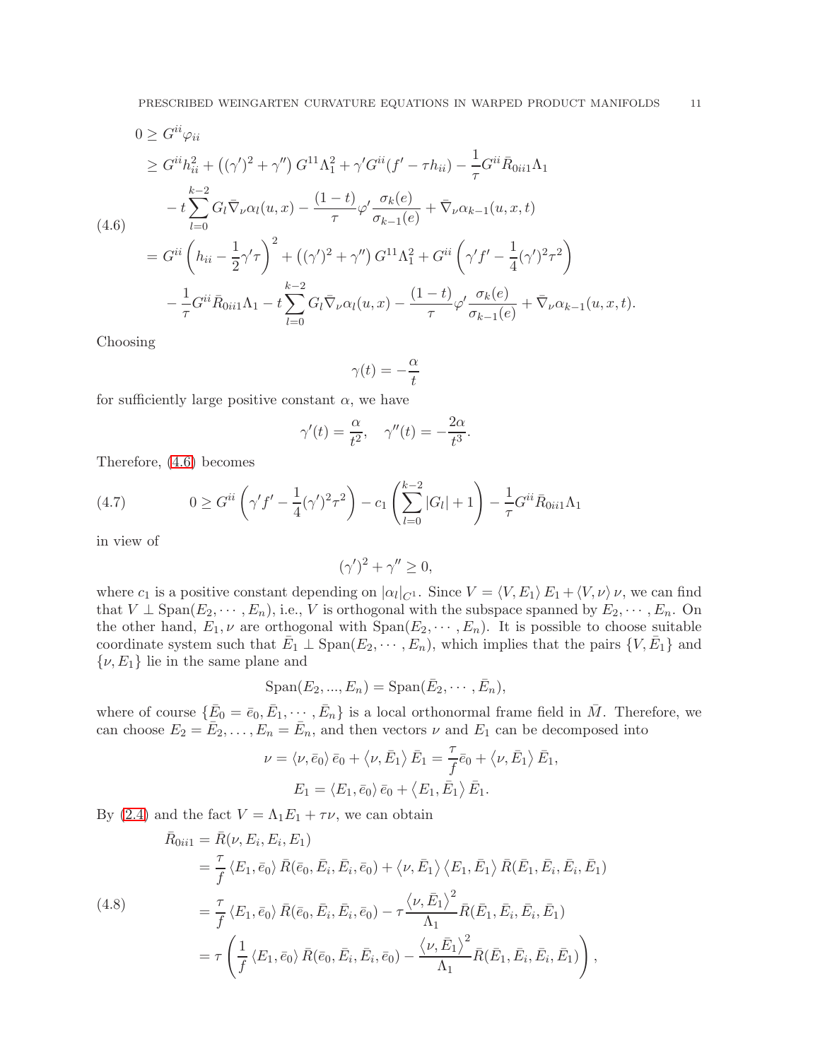$$
\begin{aligned}
0 &\geq G^{ii}\varphi_{ii} \\
&\geq G^{ii}h_{ii}^2 + \left((\gamma')^2+\gamma''\right)G^{11}\Lambda_1^2 + \gamma' G^{ii}(f'-\tau h_{ii}) - \frac{1}{\tau}G^{ii}\bar{R}_{0ii1}\Lambda_1 \\
&\quad - t\sum_{l=0}^{k-2} G_l \bar{\nabla}_\nu \alpha_l(u,x) - \frac{(1-t)}{\tau}\varphi'\frac{\sigma_k(e)}{\sigma_{k-1}(e)} + \bar{\nabla}_\nu \alpha_{k-1}(u,x,t) \\
&= G^{ii}\left(h_{ii}-\frac{1}{2}\gamma'\tau\right)^2 + \left((\gamma')^2+\gamma''\right)G^{11}\Lambda_1^2 + G^{ii}\left(\gamma' f' - \frac{1}{4}(\gamma')^2\tau^2\right) \\
&\quad - \frac{1}{\tau}G^{ii}\bar{R}_{0ii1}\Lambda_1 - t\sum_{l=0}^{k-2} G_l\bar{\nabla}_\nu\alpha_l(u,x) - \frac{(1-t)}{\tau}\varphi'\frac{\sigma_k(e)}{\sigma_{k-1}(e)} + \bar{\nabla}_\nu\alpha_{k-1}(u,x,t).
\end{aligned}
\tag{4.6}
$$

Choosing

$$
\gamma(t) = -\frac{\alpha}{t}
$$

for sufficiently large positive constant $\alpha$, we have

$$
\gamma'(t) = \frac{\alpha}{t^2}, \quad \gamma''(t) = -\frac{2\alpha}{t^3}.
$$

Therefore, (4.6) becomes

$$
0 \geq G^{ii}\left(\gamma' f' - \frac{1}{4}(\gamma')^2\tau^2\right) - c_1\left(\sum_{l=0}^{k-2}|G_l| + 1\right) - \frac{1}{\tau}G^{ii}\bar{R}_{0ii1}\Lambda_1 \tag{4.7}
$$

in view of

$$
(\gamma')^2 + \gamma'' \geq 0,
$$

where $c_1$ is a positive constant depending on $|\alpha_l|_{C^1}$. Since $V = \langle V, E_1\rangle E_1 + \langle V, \nu\rangle \nu$, we can find that $V \perp \mathrm{Span}(E_2, \cdots, E_n)$, i.e., $V$ is orthogonal with the subspace spanned by $E_2, \cdots, E_n$. On the other hand, $E_1, \nu$ are orthogonal with $\mathrm{Span}(E_2, \cdots, E_n)$. It is possible to choose suitable coordinate system such that $\bar{E}_1 \perp \mathrm{Span}(E_2, \cdots, E_n)$, which implies that the pairs $\{V, \bar{E}_1\}$ and $\{\nu, E_1\}$ lie in the same plane and

$$
\mathrm{Span}(E_2, ..., E_n) = \mathrm{Span}(\bar{E}_2, \cdots, \bar{E}_n),
$$

where of course $\{\bar{E}_0 = \bar{e}_0, \bar{E}_1, \cdots, \bar{E}_n\}$ is a local orthonormal frame field in $\bar{M}$. Therefore, we can choose $E_2 = \bar{E}_2, \ldots, E_n = \bar{E}_n$, and then vectors $\nu$ and $E_1$ can be decomposed into

$$
\begin{aligned}
\nu &= \langle \nu, \bar{e}_0\rangle \bar{e}_0 + \langle \nu, \bar{E}_1\rangle \bar{E}_1 = \frac{\tau}{f}\bar{e}_0 + \langle \nu, \bar{E}_1\rangle \bar{E}_1, \\
E_1 &= \langle E_1, \bar{e}_0\rangle \bar{e}_0 + \langle E_1, \bar{E}_1\rangle \bar{E}_1.
\end{aligned}
$$

By (2.4) and the fact $V = \Lambda_1 E_1 + \tau\nu$, we can obtain

$$
\begin{aligned}
\bar{R}_{0ii1} &= \bar{R}(\nu, E_i, E_i, E_1) \\
&= \frac{\tau}{f}\langle E_1, \bar{e}_0\rangle \bar{R}(\bar{e}_0, \bar{E}_i, \bar{E}_i, \bar{e}_0) + \langle \nu, \bar{E}_1\rangle\langle E_1, \bar{E}_1\rangle \bar{R}(\bar{E}_1, \bar{E}_i, \bar{E}_i, \bar{E}_1) \\
&= \frac{\tau}{f}\langle E_1, \bar{e}_0\rangle \bar{R}(\bar{e}_0, \bar{E}_i, \bar{E}_i, \bar{e}_0) - \tau\frac{\langle \nu, \bar{E}_1\rangle^2}{\Lambda_1}\bar{R}(\bar{E}_1, \bar{E}_i, \bar{E}_i, \bar{E}_1) \\
&= \tau\left(\frac{1}{f}\langle E_1, \bar{e}_0\rangle \bar{R}(\bar{e}_0, \bar{E}_i, \bar{E}_i, \bar{e}_0) - \frac{\langle \nu, \bar{E}_1\rangle^2}{\Lambda_1}\bar{R}(\bar{E}_1, \bar{E}_i, \bar{E}_i, \bar{E}_1)\right),
\end{aligned}
\tag{4.8}
$$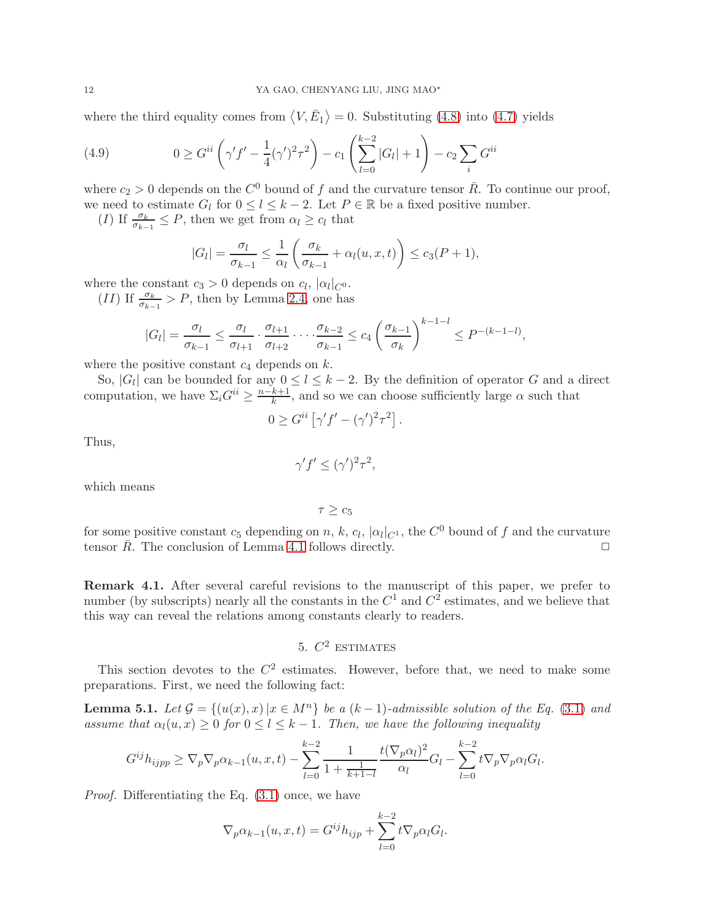where the third equality comes from $\langle V, \bar{E}_1 \rangle = 0$. Substituting (4.8) into (4.7) yields

$$0 \geq G^{ii}\left(\gamma' f' - \frac{1}{4}(\gamma')^2\tau^2\right) - c_1\left(\sum_{l=0}^{k-2}|G_l| + 1\right) - c_2\sum_i G^{ii} \tag{4.9}$$

where $c_2 > 0$ depends on the $C^0$ bound of $f$ and the curvature tensor $\bar{R}$. To continue our proof, we need to estimate $G_l$ for $0 \leq l \leq k-2$. Let $P \in \mathbb{R}$ be a fixed positive number.

(*I*) If $\frac{\sigma_k}{\sigma_{k-1}} \leq P$, then we get from $\alpha_l \geq c_l$ that

$$|G_l| = \frac{\sigma_l}{\sigma_{k-1}} \leq \frac{1}{\alpha_l}\left(\frac{\sigma_k}{\sigma_{k-1}} + \alpha_l(u,x,t)\right) \leq c_3(P+1),$$

where the constant $c_3 > 0$ depends on $c_l$, $|\alpha_l|_{C^0}$.

(*II*) If $\frac{\sigma_k}{\sigma_{k-1}} > P$, then by Lemma 2.4, one has

$$|G_l| = \frac{\sigma_l}{\sigma_{k-1}} \leq \frac{\sigma_l}{\sigma_{l+1}} \cdot \frac{\sigma_{l+1}}{\sigma_{l+2}} \cdots \cdot \frac{\sigma_{k-2}}{\sigma_{k-1}} \leq c_4\left(\frac{\sigma_{k-1}}{\sigma_k}\right)^{k-1-l} \leq P^{-(k-1-l)},$$

where the positive constant $c_4$ depends on $k$.

So, $|G_l|$ can be bounded for any $0 \leq l \leq k-2$. By the definition of operator $G$ and a direct computation, we have $\Sigma_i G^{ii} \geq \frac{n-k+1}{k}$, and so we can choose sufficiently large $\alpha$ such that

$$0 \geq G^{ii}\left[\gamma' f' - (\gamma')^2\tau^2\right].$$

Thus,

$$\gamma' f' \leq (\gamma')^2\tau^2,$$

which means

$$\tau \geq c_5$$

for some positive constant $c_5$ depending on $n$, $k$, $c_l$, $|\alpha_l|_{C^1}$, the $C^0$ bound of $f$ and the curvature tensor $\bar{R}$. The conclusion of Lemma 4.1 follows directly. □

**Remark 4.1.** After several careful revisions to the manuscript of this paper, we prefer to number (by subscripts) nearly all the constants in the $C^1$ and $C^2$ estimates, and we believe that this way can reveal the relations among constants clearly to readers.

## 5. $C^2$ estimates

This section devotes to the $C^2$ estimates. However, before that, we need to make some preparations. First, we need the following fact:

**Lemma 5.1.** *Let $\mathcal{G} = \{(u(x), x) \,|\, x \in M^n\}$ be a $(k-1)$-admissible solution of the Eq. (3.1) and assume that $\alpha_l(u,x) \geq 0$ for $0 \leq l \leq k-1$. Then, we have the following inequality*

$$G^{ij}h_{ijpp} \geq \nabla_p\nabla_p\alpha_{k-1}(u,x,t) - \sum_{l=0}^{k-2}\frac{1}{1+\frac{1}{k+1-l}}\frac{t(\nabla_p\alpha_l)^2}{\alpha_l}G_l - \sum_{l=0}^{k-2}t\nabla_p\nabla_p\alpha_l G_l.$$

*Proof.* Differentiating the Eq. (3.1) once, we have

$$\nabla_p\alpha_{k-1}(u,x,t) = G^{ij}h_{ijp} + \sum_{l=0}^{k-2}t\nabla_p\alpha_l G_l.$$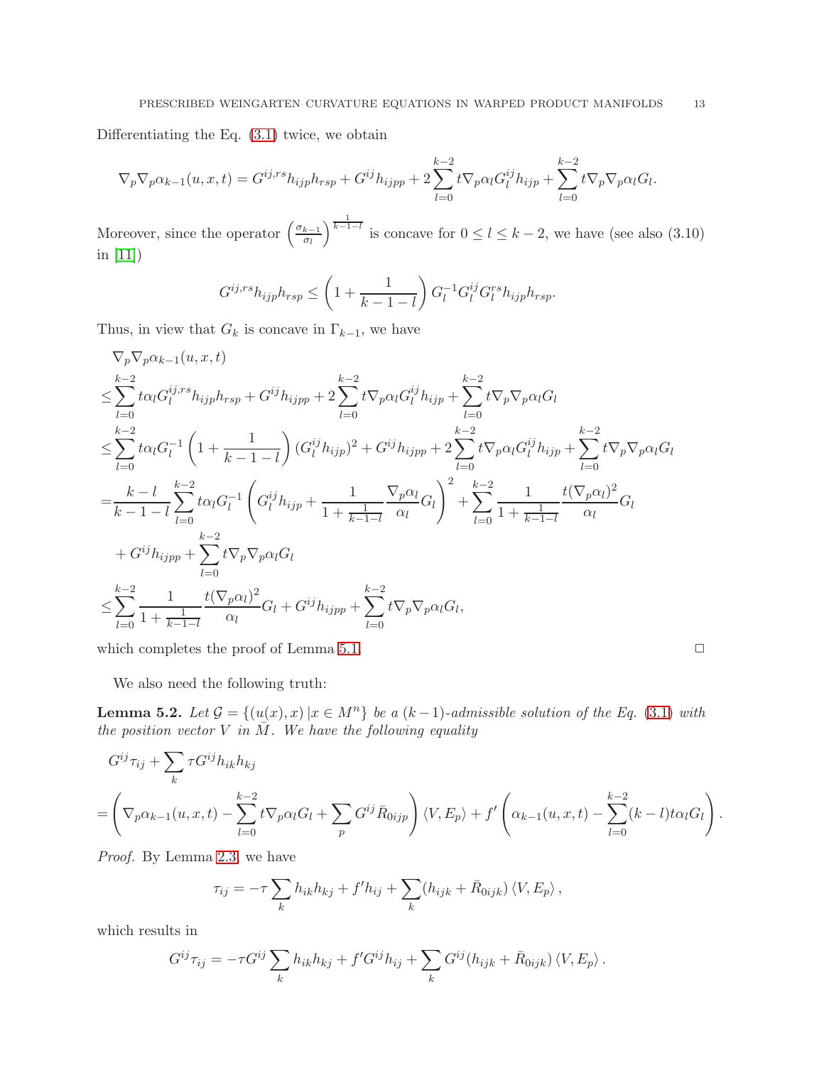Differentiating the Eq. (3.1) twice, we obtain

$$\nabla_p \nabla_p \alpha_{k-1}(u,x,t) = G^{ij,rs} h_{ijp} h_{rsp} + G^{ij} h_{ijpp} + 2\sum_{l=0}^{k-2} t \nabla_p \alpha_l G_l^{ij} h_{ijp} + \sum_{l=0}^{k-2} t \nabla_p \nabla_p \alpha_l G_l.$$

Moreover, since the operator $\left(\frac{\sigma_{k-1}}{\sigma_l}\right)^{\frac{1}{k-1-l}}$ is concave for $0 \le l \le k-2$, we have (see also (3.10) in [11])

$$G^{ij,rs} h_{ijp} h_{rsp} \le \left(1 + \frac{1}{k-1-l}\right) G_l^{-1} G_l^{ij} G_l^{rs} h_{ijp} h_{rsp}.$$

Thus, in view that $G_k$ is concave in $\Gamma_{k-1}$, we have

$$
\begin{aligned}
&\nabla_p \nabla_p \alpha_{k-1}(u,x,t) \\
\le& \sum_{l=0}^{k-2} t\alpha_l G_l^{ij,rs} h_{ijp} h_{rsp} + G^{ij} h_{ijpp} + 2\sum_{l=0}^{k-2} t \nabla_p \alpha_l G_l^{ij} h_{ijp} + \sum_{l=0}^{k-2} t \nabla_p \nabla_p \alpha_l G_l \\
\le& \sum_{l=0}^{k-2} t\alpha_l G_l^{-1} \left(1 + \frac{1}{k-1-l}\right) (G_l^{ij} h_{ijp})^2 + G^{ij} h_{ijpp} + 2\sum_{l=0}^{k-2} t \nabla_p \alpha_l G_l^{ij} h_{ijp} + \sum_{l=0}^{k-2} t \nabla_p \nabla_p \alpha_l G_l \\
=& \frac{k-l}{k-1-l} \sum_{l=0}^{k-2} t\alpha_l G_l^{-1} \left( G_l^{ij} h_{ijp} + \frac{1}{1+\frac{1}{k-1-l}} \frac{\nabla_p \alpha_l}{\alpha_l} G_l \right)^2 + \sum_{l=0}^{k-2} \frac{1}{1+\frac{1}{k-1-l}} \frac{t(\nabla_p \alpha_l)^2}{\alpha_l} G_l \\
&+ G^{ij} h_{ijpp} + \sum_{l=0}^{k-2} t \nabla_p \nabla_p \alpha_l G_l \\
\le& \sum_{l=0}^{k-2} \frac{1}{1+\frac{1}{k-1-l}} \frac{t(\nabla_p \alpha_l)^2}{\alpha_l} G_l + G^{ij} h_{ijpp} + \sum_{l=0}^{k-2} t \nabla_p \nabla_p \alpha_l G_l,
\end{aligned}
$$

which completes the proof of Lemma 5.1. □

We also need the following truth:

**Lemma 5.2.** *Let $\mathcal{G} = \{(u(x), x) \,|\, x \in M^n\}$ be a $(k-1)$-admissible solution of the Eq. (3.1) with the position vector $V$ in $\bar{M}$. We have the following equality*

$$
\begin{aligned}
&G^{ij} \tau_{ij} + \sum_k \tau G^{ij} h_{ik} h_{kj} \\
=& \left( \nabla_p \alpha_{k-1}(u,x,t) - \sum_{l=0}^{k-2} t \nabla_p \alpha_l G_l + \sum_p G^{ij} \bar{R}_{0ijp} \right) \langle V, E_p \rangle + f' \left( \alpha_{k-1}(u,x,t) - \sum_{l=0}^{k-2} (k-l) t \alpha_l G_l \right).
\end{aligned}
$$

*Proof.* By Lemma 2.3, we have

$$\tau_{ij} = -\tau \sum_k h_{ik} h_{kj} + f' h_{ij} + \sum_k (h_{ijk} + \bar{R}_{0ijk}) \langle V, E_p \rangle,$$

which results in

$$G^{ij} \tau_{ij} = -\tau G^{ij} \sum_k h_{ik} h_{kj} + f' G^{ij} h_{ij} + \sum_k G^{ij} (h_{ijk} + \bar{R}_{0ijk}) \langle V, E_p \rangle.$$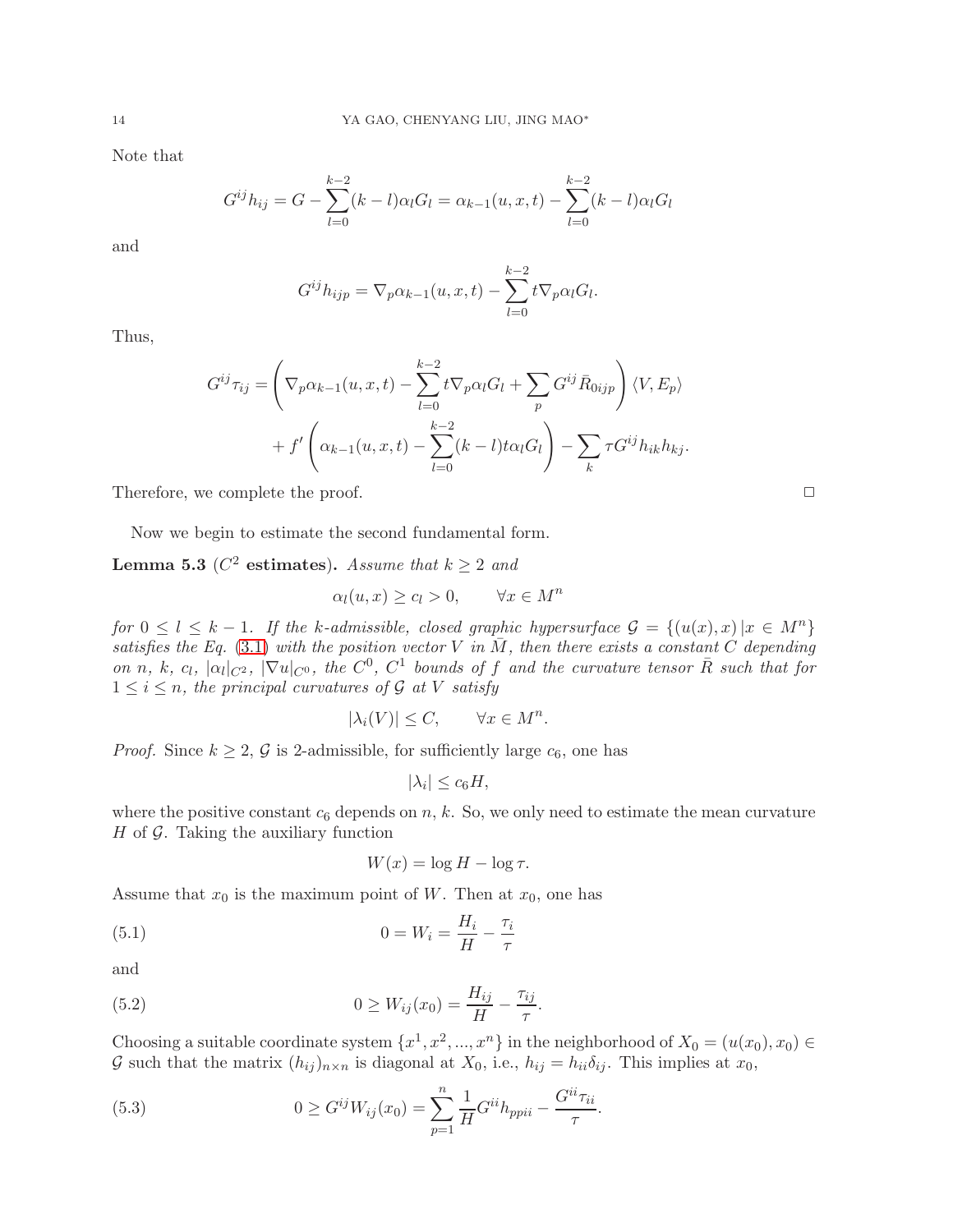Note that

$$G^{ij}h_{ij} = G - \sum_{l=0}^{k-2}(k-l)\alpha_l G_l = \alpha_{k-1}(u,x,t) - \sum_{l=0}^{k-2}(k-l)\alpha_l G_l$$

and

$$G^{ij}h_{ijp} = \nabla_p \alpha_{k-1}(u,x,t) - \sum_{l=0}^{k-2} t\nabla_p \alpha_l G_l.$$

Thus,

$$\begin{aligned} G^{ij}\tau_{ij} = & \left( \nabla_p \alpha_{k-1}(u,x,t) - \sum_{l=0}^{k-2} t\nabla_p \alpha_l G_l + \sum_p G^{ij}\bar{R}_{0ijp} \right) \langle V, E_p \rangle \\ & + f' \left( \alpha_{k-1}(u,x,t) - \sum_{l=0}^{k-2}(k-l)t\alpha_l G_l \right) - \sum_k \tau G^{ij} h_{ik} h_{kj}. \end{aligned}$$

Therefore, we complete the proof. □

Now we begin to estimate the second fundamental form.

**Lemma 5.3** (**$C^2$ estimates**). *Assume that $k \geq 2$ and*

$$\alpha_l(u,x) \geq c_l > 0, \qquad \forall x \in M^n$$

*for $0 \leq l \leq k-1$. If the $k$-admissible, closed graphic hypersurface $\mathcal{G} = \{(u(x),x)\,|x \in M^n\}$ satisfies the Eq. (3.1) with the position vector $V$ in $\bar{M}$, then there exists a constant $C$ depending on $n$, $k$, $c_l$, $|\alpha_l|_{C^2}$, $|\nabla u|_{C^0}$, the $C^0$, $C^1$ bounds of $f$ and the curvature tensor $\bar{R}$ such that for $1 \leq i \leq n$, the principal curvatures of $\mathcal{G}$ at $V$ satisfy*

$$|\lambda_i(V)| \leq C, \qquad \forall x \in M^n.$$

*Proof.* Since $k \geq 2$, $\mathcal{G}$ is 2-admissible, for sufficiently large $c_6$, one has

$$|\lambda_i| \leq c_6 H,$$

where the positive constant $c_6$ depends on $n$, $k$. So, we only need to estimate the mean curvature $H$ of $\mathcal{G}$. Taking the auxiliary function

$$W(x) = \log H - \log \tau.$$

Assume that $x_0$ is the maximum point of $W$. Then at $x_0$, one has

$$0 = W_i = \frac{H_i}{H} - \frac{\tau_i}{\tau} \tag{5.1}$$

and

$$0 \geq W_{ij}(x_0) = \frac{H_{ij}}{H} - \frac{\tau_{ij}}{\tau}. \tag{5.2}$$

Choosing a suitable coordinate system $\{x^1, x^2, ..., x^n\}$ in the neighborhood of $X_0 = (u(x_0), x_0) \in \mathcal{G}$ such that the matrix $(h_{ij})_{n\times n}$ is diagonal at $X_0$, i.e., $h_{ij} = h_{ii}\delta_{ij}$. This implies at $x_0$,

$$0 \geq G^{ij}W_{ij}(x_0) = \sum_{p=1}^{n} \frac{1}{H} G^{ii} h_{ppii} - \frac{G^{ii}\tau_{ii}}{\tau}. \tag{5.3}$$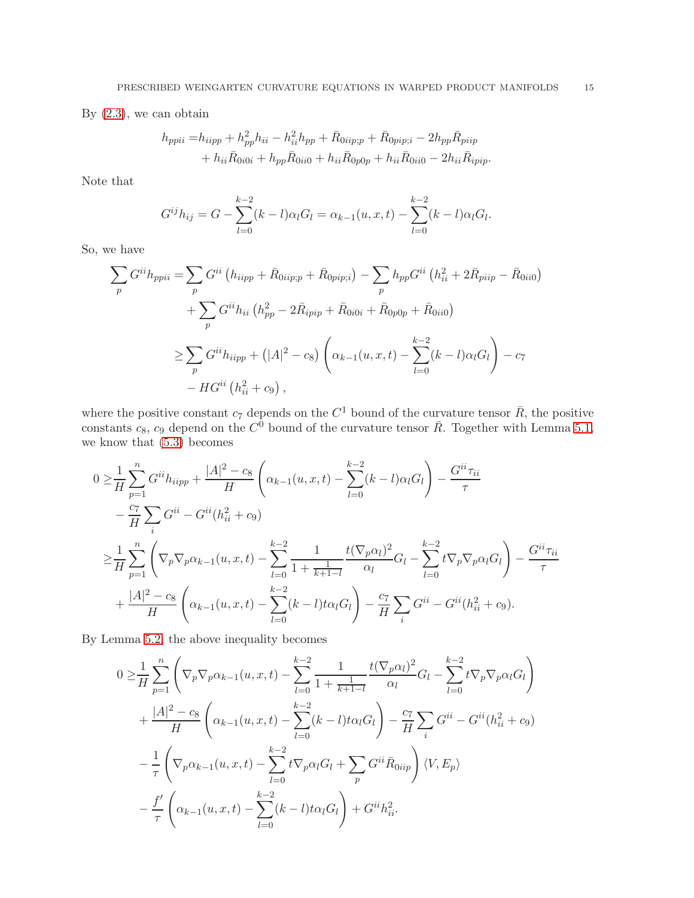By (2.3), we can obtain

$$
\begin{aligned}
h_{ppii} =& h_{iipp} + h_{pp}^2 h_{ii} - h_{ii}^2 h_{pp} + \bar{R}_{0iip;p} + \bar{R}_{0pip;i} - 2h_{pp}\bar{R}_{piip} \\
&+ h_{ii}\bar{R}_{0i0i} + h_{pp}\bar{R}_{0ii0} + h_{ii}\bar{R}_{0p0p} + h_{ii}\bar{R}_{0ii0} - 2h_{ii}\bar{R}_{ipip}.
\end{aligned}
$$

Note that

$$
G^{ij}h_{ij} = G - \sum_{l=0}^{k-2}(k-l)\alpha_l G_l = \alpha_{k-1}(u,x,t) - \sum_{l=0}^{k-2}(k-l)\alpha_l G_l.
$$

So, we have

$$
\begin{aligned}
\sum_p G^{ii}h_{ppii} =& \sum_p G^{ii}\left(h_{iipp} + \bar{R}_{0iip;p} + \bar{R}_{0pip;i}\right) - \sum_p h_{pp}G^{ii}\left(h_{ii}^2 + 2\bar{R}_{piip} - \bar{R}_{0ii0}\right) \\
&+ \sum_p G^{ii}h_{ii}\left(h_{pp}^2 - 2\bar{R}_{ipip} + \bar{R}_{0i0i} + \bar{R}_{0p0p} + \bar{R}_{0ii0}\right) \\
\geq& \sum_p G^{ii}h_{iipp} + \left(|A|^2 - c_8\right)\left(\alpha_{k-1}(u,x,t) - \sum_{l=0}^{k-2}(k-l)\alpha_l G_l\right) - c_7 \\
&- HG^{ii}\left(h_{ii}^2 + c_9\right),
\end{aligned}
$$

where the positive constant $c_7$ depends on the $C^1$ bound of the curvature tensor $\bar{R}$, the positive constants $c_8$, $c_9$ depend on the $C^0$ bound of the curvature tensor $\bar{R}$. Together with Lemma 5.1, we know that (5.3) becomes

$$
\begin{aligned}
0 \geq& \frac{1}{H}\sum_{p=1}^n G^{ii}h_{iipp} + \frac{|A|^2 - c_8}{H}\left(\alpha_{k-1}(u,x,t) - \sum_{l=0}^{k-2}(k-l)\alpha_l G_l\right) - \frac{G^{ii}\tau_{ii}}{\tau} \\
&- \frac{c_7}{H}\sum_i G^{ii} - G^{ii}(h_{ii}^2 + c_9) \\
\geq& \frac{1}{H}\sum_{p=1}^n\left(\nabla_p\nabla_p\alpha_{k-1}(u,x,t) - \sum_{l=0}^{k-2}\frac{1}{1+\frac{1}{k+1-l}}\frac{t(\nabla_p\alpha_l)^2}{\alpha_l}G_l - \sum_{l=0}^{k-2}t\nabla_p\nabla_p\alpha_l G_l\right) - \frac{G^{ii}\tau_{ii}}{\tau} \\
&+ \frac{|A|^2 - c_8}{H}\left(\alpha_{k-1}(u,x,t) - \sum_{l=0}^{k-2}(k-l)t\alpha_l G_l\right) - \frac{c_7}{H}\sum_i G^{ii} - G^{ii}(h_{ii}^2 + c_9).
\end{aligned}
$$

By Lemma 5.2, the above inequality becomes

$$
\begin{aligned}
0 \geq& \frac{1}{H}\sum_{p=1}^n\left(\nabla_p\nabla_p\alpha_{k-1}(u,x,t) - \sum_{l=0}^{k-2}\frac{1}{1+\frac{1}{k+1-l}}\frac{t(\nabla_p\alpha_l)^2}{\alpha_l}G_l - \sum_{l=0}^{k-2}t\nabla_p\nabla_p\alpha_l G_l\right) \\
&+ \frac{|A|^2 - c_8}{H}\left(\alpha_{k-1}(u,x,t) - \sum_{l=0}^{k-2}(k-l)t\alpha_l G_l\right) - \frac{c_7}{H}\sum_i G^{ii} - G^{ii}(h_{ii}^2 + c_9) \\
&- \frac{1}{\tau}\left(\nabla_p\alpha_{k-1}(u,x,t) - \sum_{l=0}^{k-2}t\nabla_p\alpha_l G_l + \sum_p G^{ii}\bar{R}_{0iip}\right)\langle V, E_p\rangle \\
&- \frac{f'}{\tau}\left(\alpha_{k-1}(u,x,t) - \sum_{l=0}^{k-2}(k-l)t\alpha_l G_l\right) + G^{ii}h_{ii}^2.
\end{aligned}
$$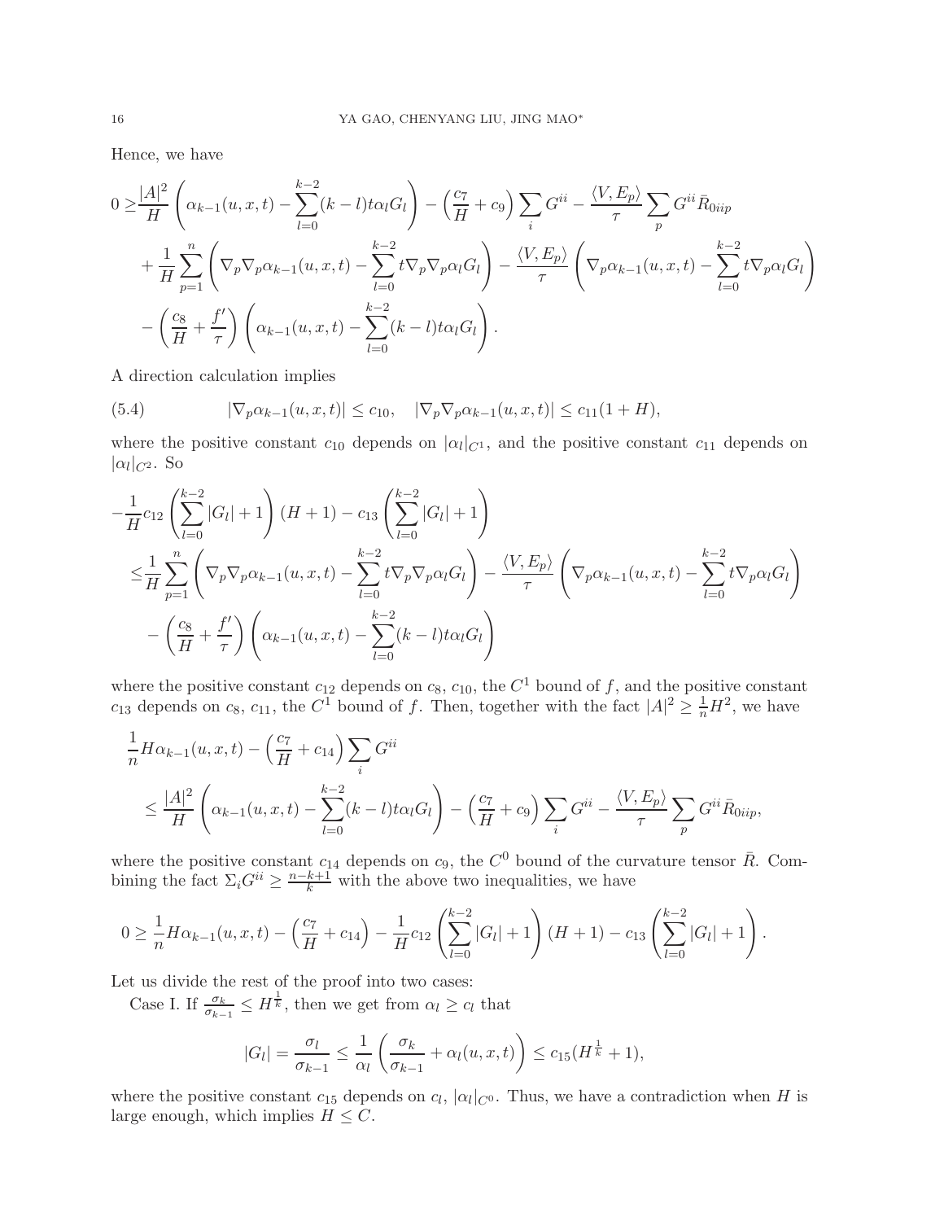Hence, we have

$$
\begin{aligned}
0 \geq & \frac{|A|^2}{H}\left(\alpha_{k-1}(u,x,t)-\sum_{l=0}^{k-2}(k-l)t\alpha_l G_l\right)-\left(\frac{c_7}{H}+c_9\right)\sum_i G^{ii}-\frac{\langle V,E_p\rangle}{\tau}\sum_p G^{ii}\bar{R}_{0iip}\\
&+\frac{1}{H}\sum_{p=1}^{n}\left(\nabla_p\nabla_p\alpha_{k-1}(u,x,t)-\sum_{l=0}^{k-2}t\nabla_p\nabla_p\alpha_l G_l\right)-\frac{\langle V,E_p\rangle}{\tau}\left(\nabla_p\alpha_{k-1}(u,x,t)-\sum_{l=0}^{k-2}t\nabla_p\alpha_l G_l\right)\\
&-\left(\frac{c_8}{H}+\frac{f'}{\tau}\right)\left(\alpha_{k-1}(u,x,t)-\sum_{l=0}^{k-2}(k-l)t\alpha_l G_l\right).
\end{aligned}
$$

A direction calculation implies

$$
|\nabla_p\alpha_{k-1}(u,x,t)|\leq c_{10},\quad |\nabla_p\nabla_p\alpha_{k-1}(u,x,t)|\leq c_{11}(1+H), \tag{5.4}
$$

where the positive constant $c_{10}$ depends on $|\alpha_l|_{C^1}$, and the positive constant $c_{11}$ depends on $|\alpha_l|_{C^2}$. So

$$
\begin{aligned}
&-\frac{1}{H}c_{12}\left(\sum_{l=0}^{k-2}|G_l|+1\right)(H+1)-c_{13}\left(\sum_{l=0}^{k-2}|G_l|+1\right)\\
\leq & \frac{1}{H}\sum_{p=1}^{n}\left(\nabla_p\nabla_p\alpha_{k-1}(u,x,t)-\sum_{l=0}^{k-2}t\nabla_p\nabla_p\alpha_l G_l\right)-\frac{\langle V,E_p\rangle}{\tau}\left(\nabla_p\alpha_{k-1}(u,x,t)-\sum_{l=0}^{k-2}t\nabla_p\alpha_l G_l\right)\\
&-\left(\frac{c_8}{H}+\frac{f'}{\tau}\right)\left(\alpha_{k-1}(u,x,t)-\sum_{l=0}^{k-2}(k-l)t\alpha_l G_l\right)
\end{aligned}
$$

where the positive constant $c_{12}$ depends on $c_8$, $c_{10}$, the $C^1$ bound of $f$, and the positive constant $c_{13}$ depends on $c_8$, $c_{11}$, the $C^1$ bound of $f$. Then, together with the fact $|A|^2\geq\frac{1}{n}H^2$, we have

$$
\begin{aligned}
&\frac{1}{n}H\alpha_{k-1}(u,x,t)-\left(\frac{c_7}{H}+c_{14}\right)\sum_i G^{ii}\\
&\leq\frac{|A|^2}{H}\left(\alpha_{k-1}(u,x,t)-\sum_{l=0}^{k-2}(k-l)t\alpha_l G_l\right)-\left(\frac{c_7}{H}+c_9\right)\sum_i G^{ii}-\frac{\langle V,E_p\rangle}{\tau}\sum_p G^{ii}\bar{R}_{0iip},
\end{aligned}
$$

where the positive constant $c_{14}$ depends on $c_9$, the $C^0$ bound of the curvature tensor $\bar{R}$. Combining the fact $\Sigma_i G^{ii}\geq\frac{n-k+1}{k}$ with the above two inequalities, we have

$$
0\geq\frac{1}{n}H\alpha_{k-1}(u,x,t)-\left(\frac{c_7}{H}+c_{14}\right)-\frac{1}{H}c_{12}\left(\sum_{l=0}^{k-2}|G_l|+1\right)(H+1)-c_{13}\left(\sum_{l=0}^{k-2}|G_l|+1\right).
$$

Let us divide the rest of the proof into two cases:

Case I. If $\frac{\sigma_k}{\sigma_{k-1}}\leq H^{\frac{1}{k}}$, then we get from $\alpha_l\geq c_l$ that

$$
|G_l|=\frac{\sigma_l}{\sigma_{k-1}}\leq\frac{1}{\alpha_l}\left(\frac{\sigma_k}{\sigma_{k-1}}+\alpha_l(u,x,t)\right)\leq c_{15}(H^{\frac{1}{k}}+1),
$$

where the positive constant $c_{15}$ depends on $c_l$, $|\alpha_l|_{C^0}$. Thus, we have a contradiction when $H$ is large enough, which implies $H\leq C$.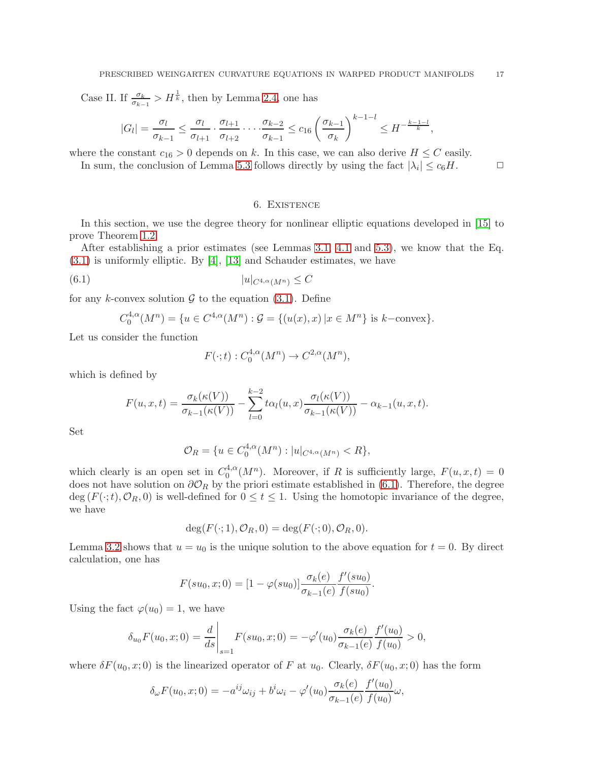Case II. If $\frac{\sigma_k}{\sigma_{k-1}} > H^{\frac{1}{k}}$, then by Lemma 2.4, one has

$$|G_l| = \frac{\sigma_l}{\sigma_{k-1}} \leq \frac{\sigma_l}{\sigma_{l+1}} \cdot \frac{\sigma_{l+1}}{\sigma_{l+2}} \cdot \dots \cdot \frac{\sigma_{k-2}}{\sigma_{k-1}} \leq c_{16} \left(\frac{\sigma_{k-1}}{\sigma_k}\right)^{k-1-l} \leq H^{-\frac{k-1-l}{k}},$$

where the constant $c_{16} > 0$ depends on $k$. In this case, we can also derive $H \leq C$ easily.

In sum, the conclusion of Lemma 5.3 follows directly by using the fact $|\lambda_i| \leq c_6 H$. □

## 6. Existence

In this section, we use the degree theory for nonlinear elliptic equations developed in [15] to prove Theorem 1.2.

After establishing a prior estimates (see Lemmas 3.1, 4.1 and 5.3), we know that the Eq. (3.1) is uniformly elliptic. By [4], [13] and Schauder estimates, we have

$$|u|_{C^{4,\alpha}(M^n)} \leq C \tag{6.1}$$

for any $k$-convex solution $\mathcal{G}$ to the equation (3.1). Define

$$C_0^{4,\alpha}(M^n) = \{u \in C^{4,\alpha}(M^n) : \mathcal{G} = \{(u(x), x) \,|\, x \in M^n\} \text{ is } k\text{-convex}\}.$$

Let us consider the function

$$F(\cdot;t) : C_0^{4,\alpha}(M^n) \to C^{2,\alpha}(M^n),$$

which is defined by

$$F(u,x,t) = \frac{\sigma_k(\kappa(V))}{\sigma_{k-1}(\kappa(V))} - \sum_{l=0}^{k-2} t\alpha_l(u,x)\frac{\sigma_l(\kappa(V))}{\sigma_{k-1}(\kappa(V))} - \alpha_{k-1}(u,x,t).$$

Set

$$\mathcal{O}_R = \{u \in C_0^{4,\alpha}(M^n) : |u|_{C^{4,\alpha}(M^n)} < R\},$$

which clearly is an open set in $C_0^{4,\alpha}(M^n)$. Moreover, if $R$ is sufficiently large, $F(u,x,t) = 0$ does not have solution on $\partial\mathcal{O}_R$ by the priori estimate established in (6.1). Therefore, the degree $\deg(F(\cdot;t), \mathcal{O}_R, 0)$ is well-defined for $0 \leq t \leq 1$. Using the homotopic invariance of the degree, we have

$$\deg(F(\cdot;1), \mathcal{O}_R, 0) = \deg(F(\cdot;0), \mathcal{O}_R, 0).$$

Lemma 3.2 shows that $u = u_0$ is the unique solution to the above equation for $t = 0$. By direct calculation, one has

$$F(su_0, x; 0) = [1 - \varphi(su_0)]\frac{\sigma_k(e)}{\sigma_{k-1}(e)}\frac{f'(su_0)}{f(su_0)}.$$

Using the fact $\varphi(u_0) = 1$, we have

$$\delta_{u_0}F(u_0, x; 0) = \frac{d}{ds}\bigg|_{s=1} F(su_0, x; 0) = -\varphi'(u_0)\frac{\sigma_k(e)}{\sigma_{k-1}(e)}\frac{f'(u_0)}{f(u_0)} > 0,$$

where $\delta F(u_0, x; 0)$ is the linearized operator of $F$ at $u_0$. Clearly, $\delta F(u_0, x; 0)$ has the form

$$\delta_\omega F(u_0, x; 0) = -a^{ij}\omega_{ij} + b^i\omega_i - \varphi'(u_0)\frac{\sigma_k(e)}{\sigma_{k-1}(e)}\frac{f'(u_0)}{f(u_0)}\omega,$$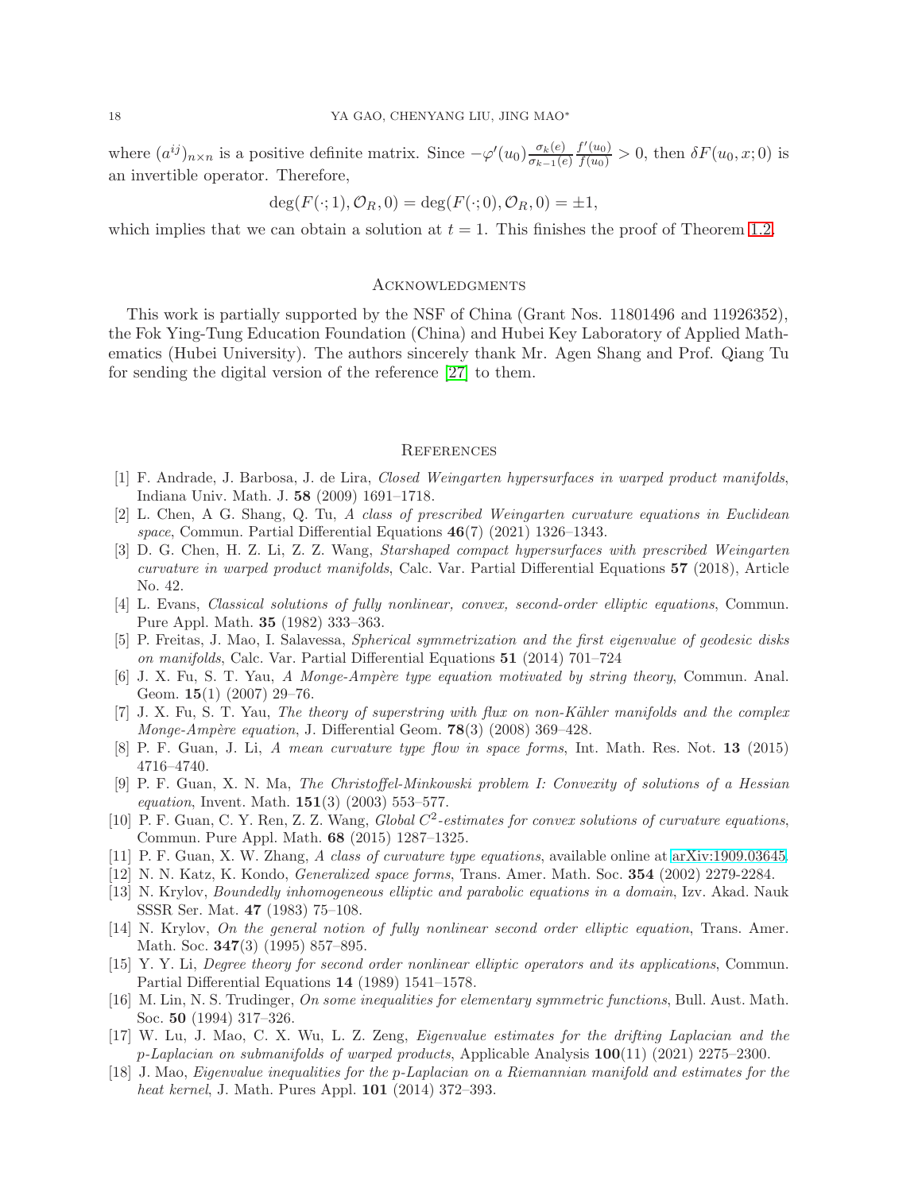where $(a^{ij})_{n\times n}$ is a positive definite matrix. Since $-\varphi'(u_0)\frac{\sigma_k(e)}{\sigma_{k-1}(e)}\frac{f'(u_0)}{f(u_0)} > 0$, then $\delta F(u_0, x; 0)$ is an invertible operator. Therefore,

$$\deg(F(\cdot; 1), \mathcal{O}_R, 0) = \deg(F(\cdot; 0), \mathcal{O}_R, 0) = \pm 1,$$

which implies that we can obtain a solution at $t = 1$. This finishes the proof of Theorem 1.2.

## Acknowledgments

This work is partially supported by the NSF of China (Grant Nos. 11801496 and 11926352), the Fok Ying-Tung Education Foundation (China) and Hubei Key Laboratory of Applied Mathematics (Hubei University). The authors sincerely thank Mr. Agen Shang and Prof. Qiang Tu for sending the digital version of the reference [27] to them.

## References

[1] F. Andrade, J. Barbosa, J. de Lira, *Closed Weingarten hypersurfaces in warped product manifolds*, Indiana Univ. Math. J. **58** (2009) 1691–1718.

[2] L. Chen, A G. Shang, Q. Tu, *A class of prescribed Weingarten curvature equations in Euclidean space*, Commun. Partial Differential Equations **46**(7) (2021) 1326–1343.

[3] D. G. Chen, H. Z. Li, Z. Z. Wang, *Starshaped compact hypersurfaces with prescribed Weingarten curvature in warped product manifolds*, Calc. Var. Partial Differential Equations **57** (2018), Article No. 42.

[4] L. Evans, *Classical solutions of fully nonlinear, convex, second-order elliptic equations*, Commun. Pure Appl. Math. **35** (1982) 333–363.

[5] P. Freitas, J. Mao, I. Salavessa, *Spherical symmetrization and the first eigenvalue of geodesic disks on manifolds*, Calc. Var. Partial Differential Equations **51** (2014) 701–724

[6] J. X. Fu, S. T. Yau, *A Monge-Ampère type equation motivated by string theory*, Commun. Anal. Geom. **15**(1) (2007) 29–76.

[7] J. X. Fu, S. T. Yau, *The theory of superstring with flux on non-Kähler manifolds and the complex Monge-Ampère equation*, J. Differential Geom. **78**(3) (2008) 369–428.

[8] P. F. Guan, J. Li, *A mean curvature type flow in space forms*, Int. Math. Res. Not. **13** (2015) 4716–4740.

[9] P. F. Guan, X. N. Ma, *The Christoffel-Minkowski problem I: Convexity of solutions of a Hessian equation*, Invent. Math. **151**(3) (2003) 553–577.

[10] P. F. Guan, C. Y. Ren, Z. Z. Wang, *Global $C^2$-estimates for convex solutions of curvature equations*, Commun. Pure Appl. Math. **68** (2015) 1287–1325.

[11] P. F. Guan, X. W. Zhang, *A class of curvature type equations*, available online at arXiv:1909.03645.

[12] N. N. Katz, K. Kondo, *Generalized space forms*, Trans. Amer. Math. Soc. **354** (2002) 2279-2284.

[13] N. Krylov, *Boundedly inhomogeneous elliptic and parabolic equations in a domain*, Izv. Akad. Nauk SSSR Ser. Mat. **47** (1983) 75–108.

[14] N. Krylov, *On the general notion of fully nonlinear second order elliptic equation*, Trans. Amer. Math. Soc. **347**(3) (1995) 857–895.

[15] Y. Y. Li, *Degree theory for second order nonlinear elliptic operators and its applications*, Commun. Partial Differential Equations **14** (1989) 1541–1578.

[16] M. Lin, N. S. Trudinger, *On some inequalities for elementary symmetric functions*, Bull. Aust. Math. Soc. **50** (1994) 317–326.

[17] W. Lu, J. Mao, C. X. Wu, L. Z. Zeng, *Eigenvalue estimates for the drifting Laplacian and the p-Laplacian on submanifolds of warped products*, Applicable Analysis **100**(11) (2021) 2275–2300.

[18] J. Mao, *Eigenvalue inequalities for the p-Laplacian on a Riemannian manifold and estimates for the heat kernel*, J. Math. Pures Appl. **101** (2014) 372–393.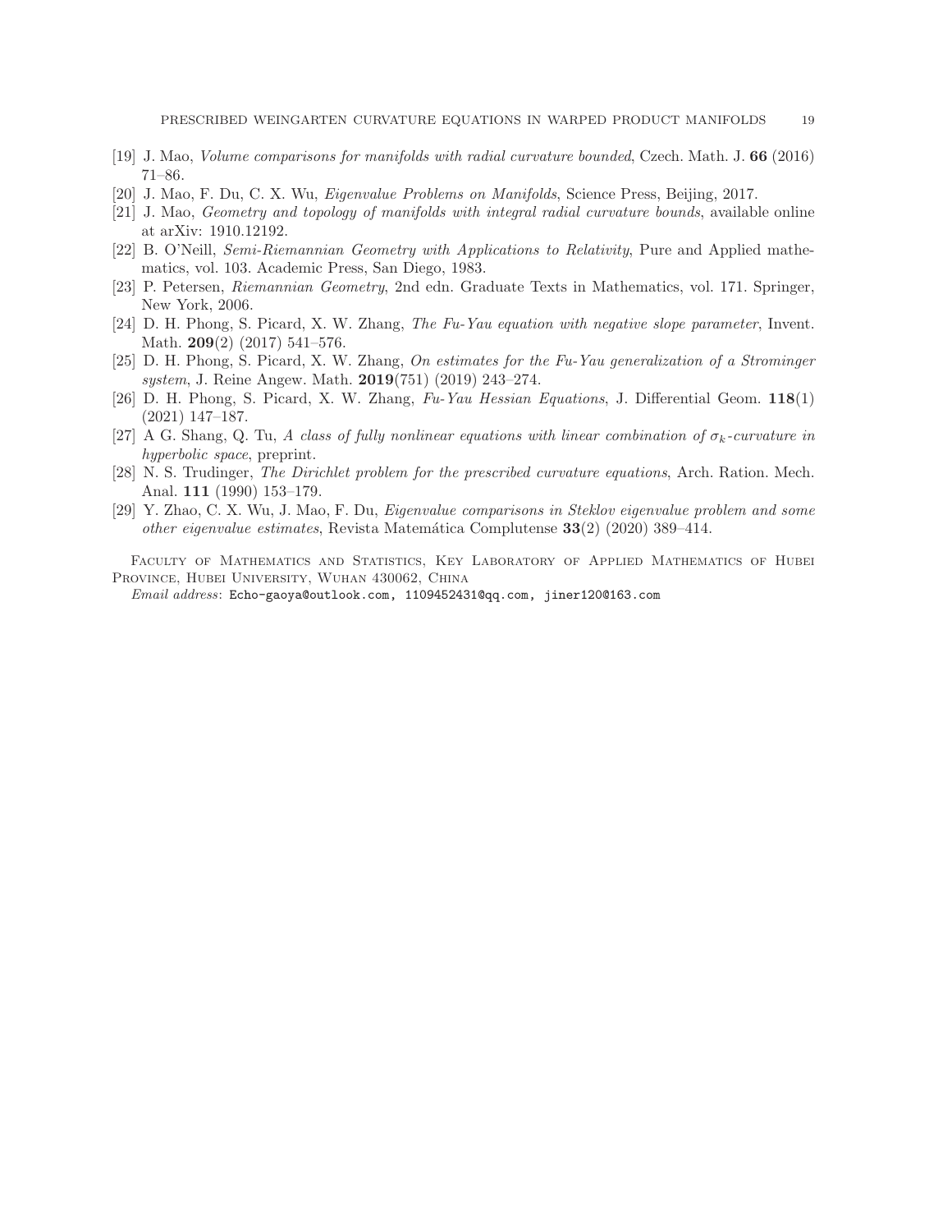[19] J. Mao, *Volume comparisons for manifolds with radial curvature bounded*, Czech. Math. J. **66** (2016) 71–86.

[20] J. Mao, F. Du, C. X. Wu, *Eigenvalue Problems on Manifolds*, Science Press, Beijing, 2017.

[21] J. Mao, *Geometry and topology of manifolds with integral radial curvature bounds*, available online at arXiv: 1910.12192.

[22] B. O'Neill, *Semi-Riemannian Geometry with Applications to Relativity*, Pure and Applied mathematics, vol. 103. Academic Press, San Diego, 1983.

[23] P. Petersen, *Riemannian Geometry*, 2nd edn. Graduate Texts in Mathematics, vol. 171. Springer, New York, 2006.

[24] D. H. Phong, S. Picard, X. W. Zhang, *The Fu-Yau equation with negative slope parameter*, Invent. Math. **209**(2) (2017) 541–576.

[25] D. H. Phong, S. Picard, X. W. Zhang, *On estimates for the Fu-Yau generalization of a Strominger system*, J. Reine Angew. Math. **2019**(751) (2019) 243–274.

[26] D. H. Phong, S. Picard, X. W. Zhang, *Fu-Yau Hessian Equations*, J. Differential Geom. **118**(1) (2021) 147–187.

[27] A G. Shang, Q. Tu, *A class of fully nonlinear equations with linear combination of $\sigma_k$-curvature in hyperbolic space*, preprint.

[28] N. S. Trudinger, *The Dirichlet problem for the prescribed curvature equations*, Arch. Ration. Mech. Anal. **111** (1990) 153–179.

[29] Y. Zhao, C. X. Wu, J. Mao, F. Du, *Eigenvalue comparisons in Steklov eigenvalue problem and some other eigenvalue estimates*, Revista Matemática Complutense **33**(2) (2020) 389–414.

Faculty of Mathematics and Statistics, Key Laboratory of Applied Mathematics of Hubei Province, Hubei University, Wuhan 430062, China

*Email address*: Echo-gaoya@outlook.com, 1109452431@qq.com, jiner120@163.com